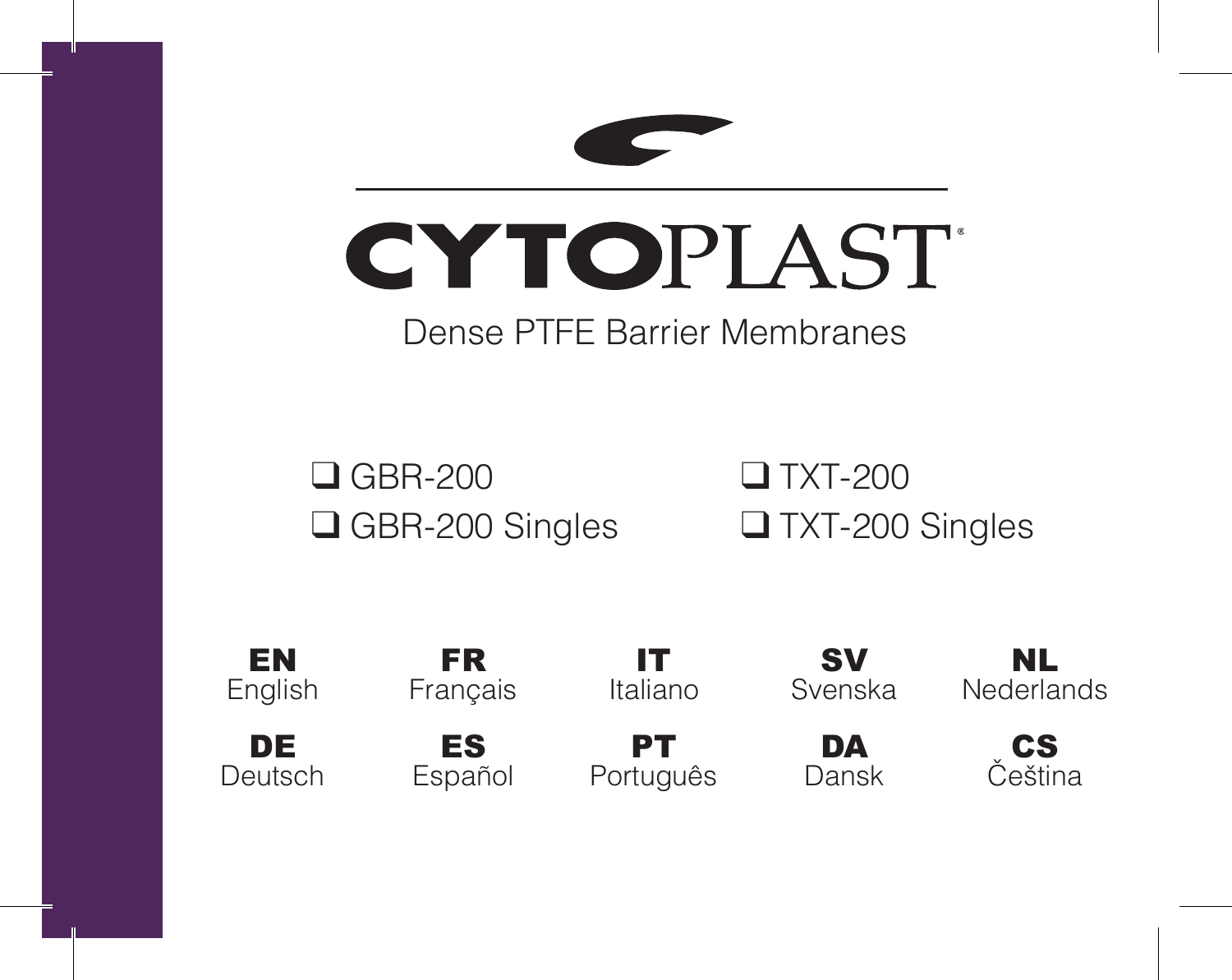# CYTOPLAST®

Dense PTFE Barrier Membranes

- ❑ GBR-200
- ❑ GBR-200 Singles
- ❑ TXT-200
- ❑ TXT-200 Singles

**EN** English

**FR** Français

**IT** Italiano

**SV** Svenska

**NL** Nederlands

**DE** Deutsch

**ES** Español

**PT** Português

**DA** Dansk

**CS** Čeština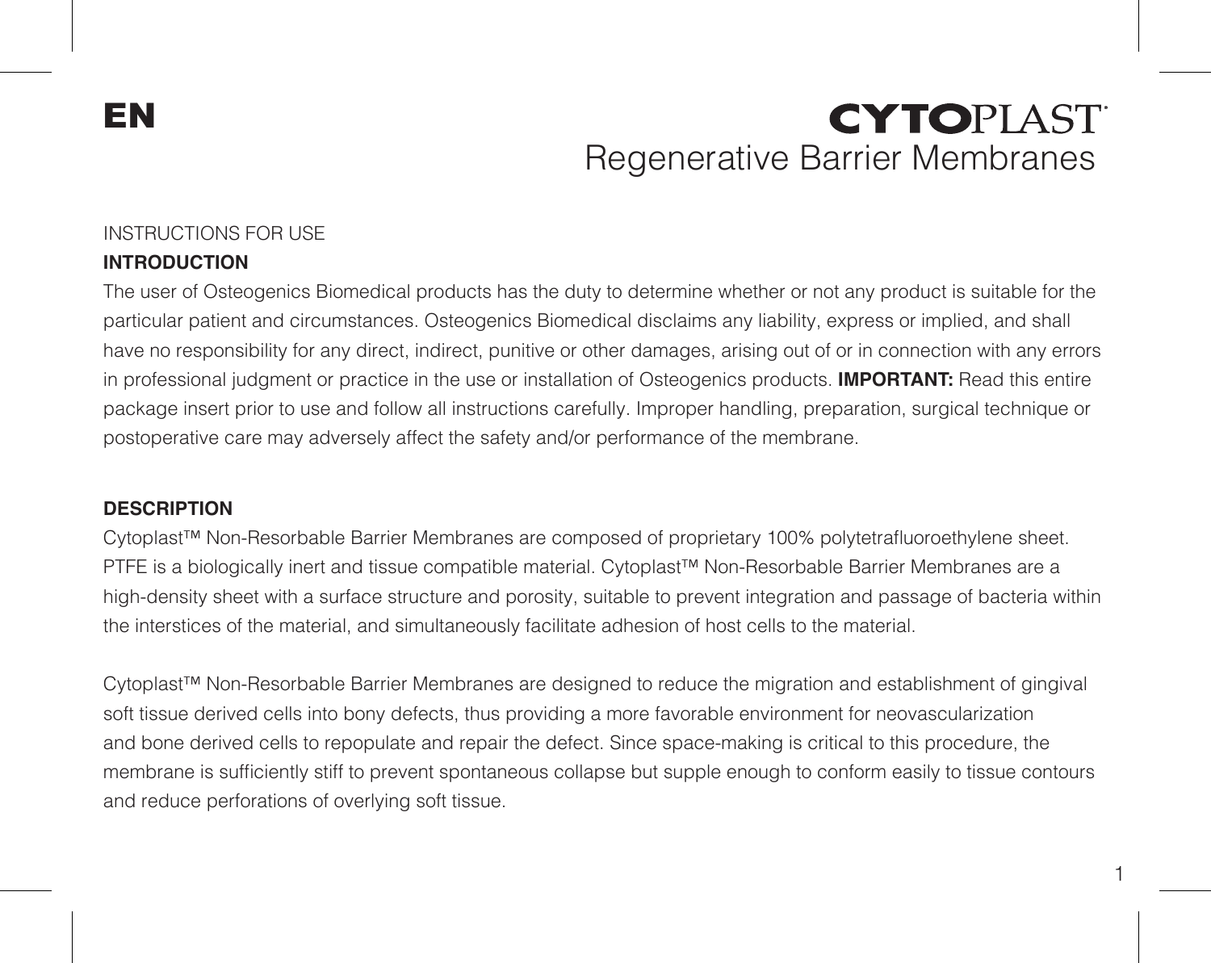EN

# CYTOPLAST®
## Regenerative Barrier Membranes

INSTRUCTIONS FOR USE

**INTRODUCTION**

The user of Osteogenics Biomedical products has the duty to determine whether or not any product is suitable for the particular patient and circumstances. Osteogenics Biomedical disclaims any liability, express or implied, and shall have no responsibility for any direct, indirect, punitive or other damages, arising out of or in connection with any errors in professional judgment or practice in the use or installation of Osteogenics products. **IMPORTANT:** Read this entire package insert prior to use and follow all instructions carefully. Improper handling, preparation, surgical technique or postoperative care may adversely affect the safety and/or performance of the membrane.

**DESCRIPTION**

Cytoplast™ Non-Resorbable Barrier Membranes are composed of proprietary 100% polytetrafluoroethylene sheet. PTFE is a biologically inert and tissue compatible material. Cytoplast™ Non-Resorbable Barrier Membranes are a high-density sheet with a surface structure and porosity, suitable to prevent integration and passage of bacteria within the interstices of the material, and simultaneously facilitate adhesion of host cells to the material.

Cytoplast™ Non-Resorbable Barrier Membranes are designed to reduce the migration and establishment of gingival soft tissue derived cells into bony defects, thus providing a more favorable environment for neovascularization and bone derived cells to repopulate and repair the defect. Since space-making is critical to this procedure, the membrane is sufficiently stiff to prevent spontaneous collapse but supple enough to conform easily to tissue contours and reduce perforations of overlying soft tissue.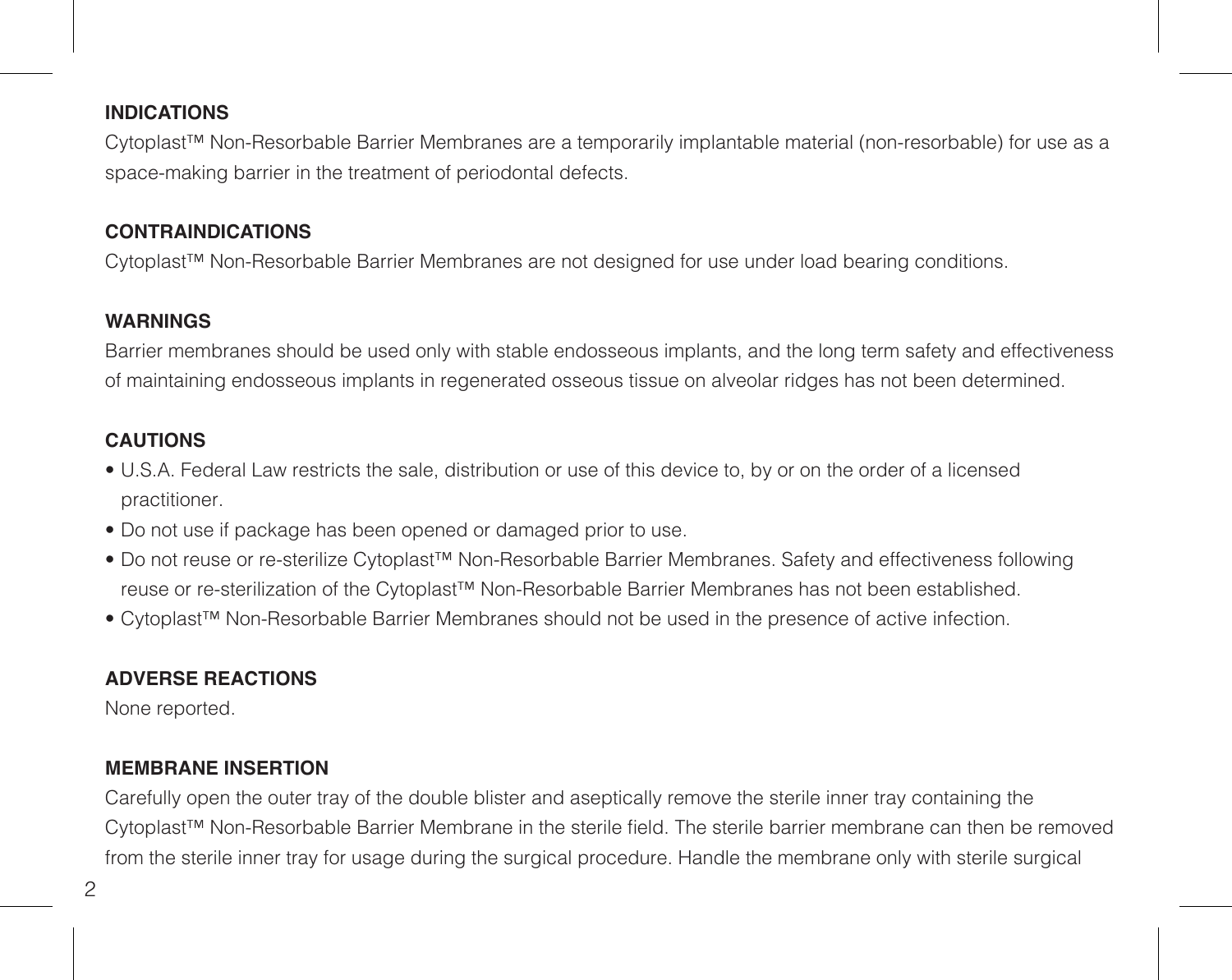## INDICATIONS

Cytoplast™ Non-Resorbable Barrier Membranes are a temporarily implantable material (non-resorbable) for use as a space-making barrier in the treatment of periodontal defects.

## CONTRAINDICATIONS

Cytoplast™ Non-Resorbable Barrier Membranes are not designed for use under load bearing conditions.

## WARNINGS

Barrier membranes should be used only with stable endosseous implants, and the long term safety and effectiveness of maintaining endosseous implants in regenerated osseous tissue on alveolar ridges has not been determined.

## CAUTIONS

- U.S.A. Federal Law restricts the sale, distribution or use of this device to, by or on the order of a licensed practitioner.
- Do not use if package has been opened or damaged prior to use.
- Do not reuse or re-sterilize Cytoplast™ Non-Resorbable Barrier Membranes. Safety and effectiveness following reuse or re-sterilization of the Cytoplast™ Non-Resorbable Barrier Membranes has not been established.
- Cytoplast™ Non-Resorbable Barrier Membranes should not be used in the presence of active infection.

## ADVERSE REACTIONS

None reported.

## MEMBRANE INSERTION

Carefully open the outer tray of the double blister and aseptically remove the sterile inner tray containing the Cytoplast™ Non-Resorbable Barrier Membrane in the sterile field. The sterile barrier membrane can then be removed from the sterile inner tray for usage during the surgical procedure. Handle the membrane only with sterile surgical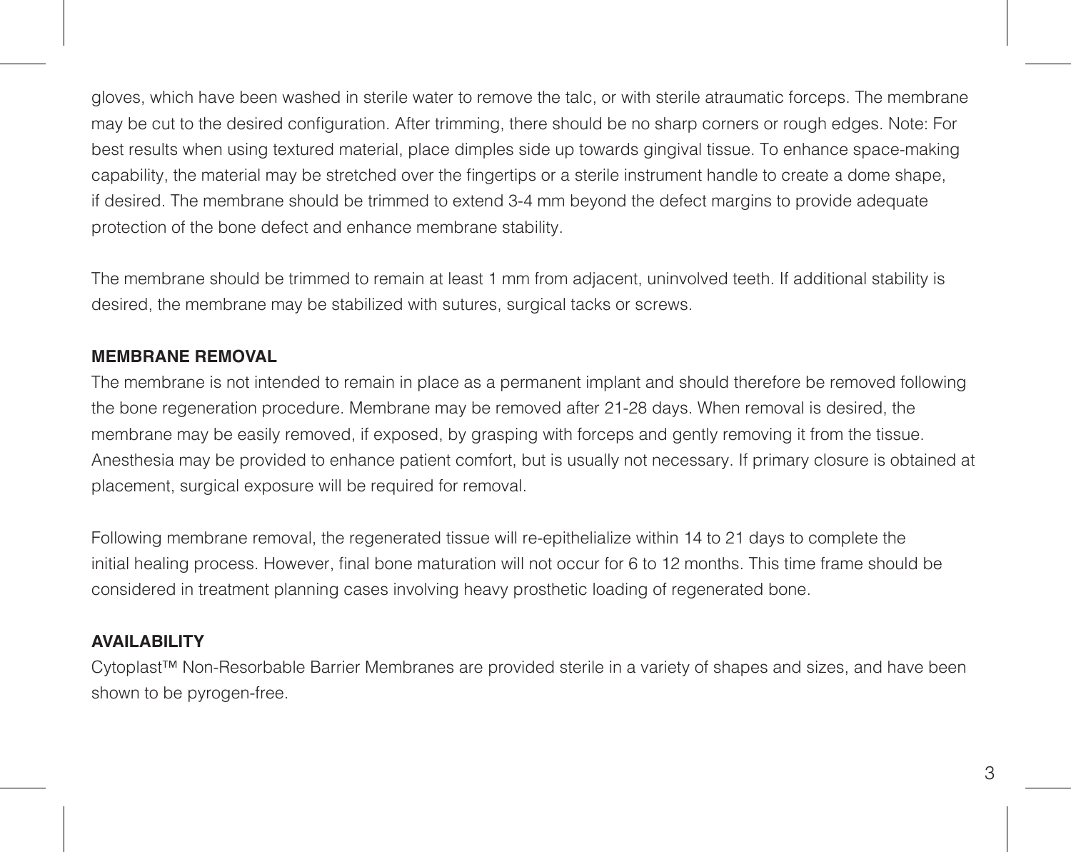gloves, which have been washed in sterile water to remove the talc, or with sterile atraumatic forceps. The membrane may be cut to the desired configuration. After trimming, there should be no sharp corners or rough edges. Note: For best results when using textured material, place dimples side up towards gingival tissue. To enhance space-making capability, the material may be stretched over the fingertips or a sterile instrument handle to create a dome shape, if desired. The membrane should be trimmed to extend 3-4 mm beyond the defect margins to provide adequate protection of the bone defect and enhance membrane stability.

The membrane should be trimmed to remain at least 1 mm from adjacent, uninvolved teeth. If additional stability is desired, the membrane may be stabilized with sutures, surgical tacks or screws.

**MEMBRANE REMOVAL**

The membrane is not intended to remain in place as a permanent implant and should therefore be removed following the bone regeneration procedure. Membrane may be removed after 21-28 days. When removal is desired, the membrane may be easily removed, if exposed, by grasping with forceps and gently removing it from the tissue. Anesthesia may be provided to enhance patient comfort, but is usually not necessary. If primary closure is obtained at placement, surgical exposure will be required for removal.

Following membrane removal, the regenerated tissue will re-epithelialize within 14 to 21 days to complete the initial healing process. However, final bone maturation will not occur for 6 to 12 months. This time frame should be considered in treatment planning cases involving heavy prosthetic loading of regenerated bone.

**AVAILABILITY**

Cytoplast™ Non-Resorbable Barrier Membranes are provided sterile in a variety of shapes and sizes, and have been shown to be pyrogen-free.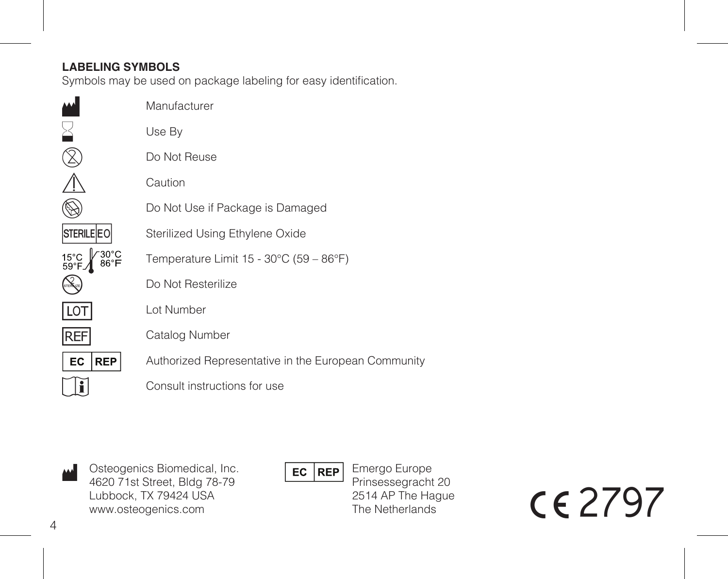## LABELING SYMBOLS

Symbols may be used on package labeling for easy identification.

| | |
|---|---|
| | Manufacturer |
| | Use By |
| | Do Not Reuse |
| | Caution |
| | Do Not Use if Package is Damaged |
| STERILE EO | Sterilized Using Ethylene Oxide |
| 15°C 59°F / 30°C 86°F | Temperature Limit 15 - 30°C (59 – 86°F) |
| STERILIZE | Do Not Resterilize |
| LOT | Lot Number |
| REF | Catalog Number |
| EC REP | Authorized Representative in the European Community |
| | Consult instructions for use |

Osteogenics Biomedical, Inc.
4620 71st Street, Bldg 78-79
Lubbock, TX 79424 USA
www.osteogenics.com

EC REP
Emergo Europe
Prinsessegracht 20
2514 AP The Hague
The Netherlands

CE 2797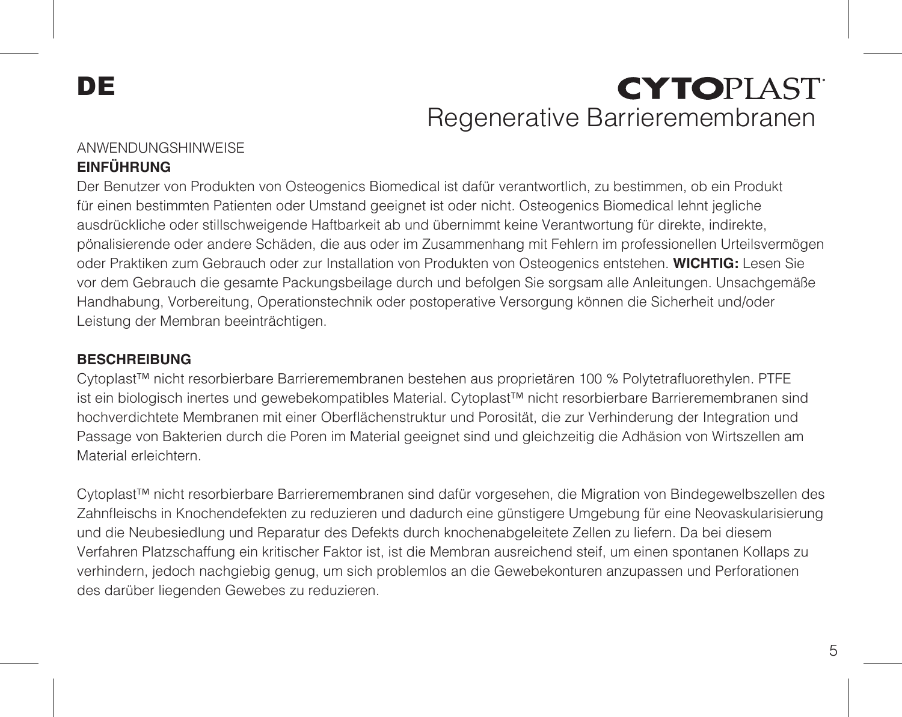DE

# CYTOPLAST®
## Regenerative Barrieremembranen

ANWENDUNGSHINWEISE

**EINFÜHRUNG**

Der Benutzer von Produkten von Osteogenics Biomedical ist dafür verantwortlich, zu bestimmen, ob ein Produkt für einen bestimmten Patienten oder Umstand geeignet ist oder nicht. Osteogenics Biomedical lehnt jegliche ausdrückliche oder stillschweigende Haftbarkeit ab und übernimmt keine Verantwortung für direkte, indirekte, pönalisierende oder andere Schäden, die aus oder im Zusammenhang mit Fehlern im professionellen Urteilsvermögen oder Praktiken zum Gebrauch oder zur Installation von Produkten von Osteogenics entstehen. **WICHTIG:** Lesen Sie vor dem Gebrauch die gesamte Packungsbeilage durch und befolgen Sie sorgsam alle Anleitungen. Unsachgemäße Handhabung, Vorbereitung, Operationstechnik oder postoperative Versorgung können die Sicherheit und/oder Leistung der Membran beeinträchtigen.

**BESCHREIBUNG**

Cytoplast™ nicht resorbierbare Barrieremembranen bestehen aus proprietären 100 % Polytetrafluorethylen. PTFE ist ein biologisch inertes und gewebekompatibles Material. Cytoplast™ nicht resorbierbare Barrieremembranen sind hochverdichtete Membranen mit einer Oberflächenstruktur und Porosität, die zur Verhinderung der Integration und Passage von Bakterien durch die Poren im Material geeignet sind und gleichzeitig die Adhäsion von Wirtszellen am Material erleichtern.

Cytoplast™ nicht resorbierbare Barrieremembranen sind dafür vorgesehen, die Migration von Bindegewelbszellen des Zahnfleischs in Knochendefekten zu reduzieren und dadurch eine günstigere Umgebung für eine Neovaskularisierung und die Neubesiedlung und Reparatur des Defekts durch knochenabgeleitete Zellen zu liefern. Da bei diesem Verfahren Platzschaffung ein kritischer Faktor ist, ist die Membran ausreichend steif, um einen spontanen Kollaps zu verhindern, jedoch nachgiebig genug, um sich problemlos an die Gewebekonturen anzupassen und Perforationen des darüber liegenden Gewebes zu reduzieren.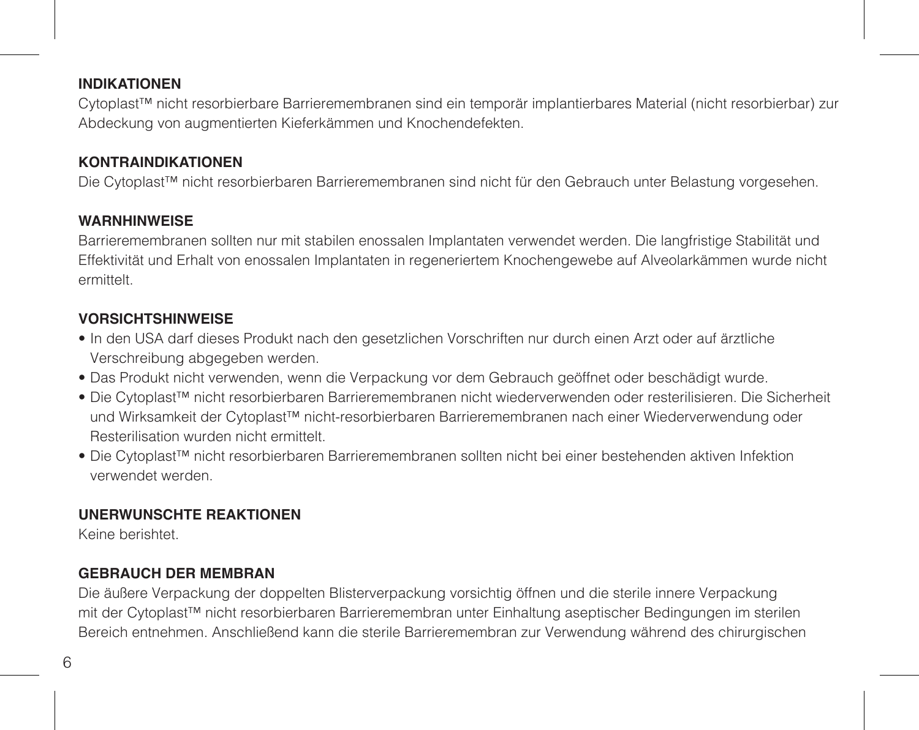### INDIKATIONEN

Cytoplast™ nicht resorbierbare Barrieremembranen sind ein temporär implantierbares Material (nicht resorbierbar) zur Abdeckung von augmentierten Kieferkämmen und Knochendefekten.

### KONTRAINDIKATIONEN

Die Cytoplast™ nicht resorbierbaren Barrieremembranen sind nicht für den Gebrauch unter Belastung vorgesehen.

### WARNHINWEISE

Barrieremembranen sollten nur mit stabilen enossalen Implantaten verwendet werden. Die langfristige Stabilität und Effektivität und Erhalt von enossalen Implantaten in regeneriertem Knochengewebe auf Alveolarkämmen wurde nicht ermittelt.

### VORSICHTSHINWEISE

- In den USA darf dieses Produkt nach den gesetzlichen Vorschriften nur durch einen Arzt oder auf ärztliche Verschreibung abgegeben werden.
- Das Produkt nicht verwenden, wenn die Verpackung vor dem Gebrauch geöffnet oder beschädigt wurde.
- Die Cytoplast™ nicht resorbierbaren Barrieremembranen nicht wiederverwenden oder resterilisieren. Die Sicherheit und Wirksamkeit der Cytoplast™ nicht-resorbierbaren Barrieremembranen nach einer Wiederverwendung oder Resterilisation wurden nicht ermittelt.
- Die Cytoplast™ nicht resorbierbaren Barrieremembranen sollten nicht bei einer bestehenden aktiven Infektion verwendet werden.

### UNERWUNSCHTE REAKTIONEN

Keine berishtet.

### GEBRAUCH DER MEMBRAN

Die äußere Verpackung der doppelten Blisterverpackung vorsichtig öffnen und die sterile innere Verpackung mit der Cytoplast™ nicht resorbierbaren Barrieremembran unter Einhaltung aseptischer Bedingungen im sterilen Bereich entnehmen. Anschließend kann die sterile Barrieremembran zur Verwendung während des chirurgischen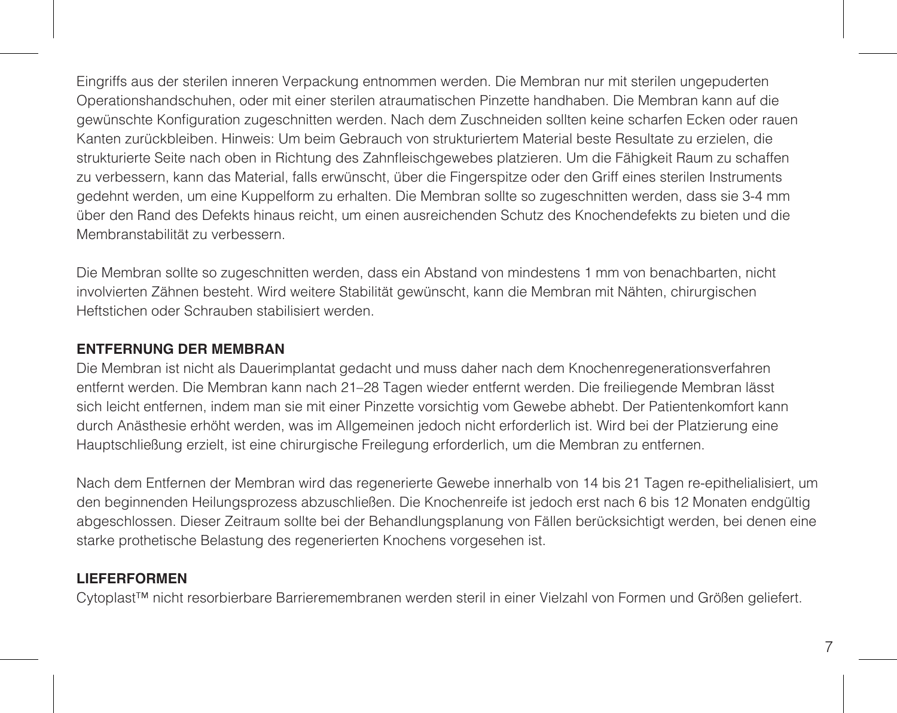Eingriffs aus der sterilen inneren Verpackung entnommen werden. Die Membran nur mit sterilen ungepuderten Operationshandschuhen, oder mit einer sterilen atraumatischen Pinzette handhaben. Die Membran kann auf die gewünschte Konfiguration zugeschnitten werden. Nach dem Zuschneiden sollten keine scharfen Ecken oder rauen Kanten zurückbleiben. Hinweis: Um beim Gebrauch von strukturiertem Material beste Resultate zu erzielen, die strukturierte Seite nach oben in Richtung des Zahnfleischgewebes platzieren. Um die Fähigkeit Raum zu schaffen zu verbessern, kann das Material, falls erwünscht, über die Fingerspitze oder den Griff eines sterilen Instruments gedehnt werden, um eine Kuppelform zu erhalten. Die Membran sollte so zugeschnitten werden, dass sie 3-4 mm über den Rand des Defekts hinaus reicht, um einen ausreichenden Schutz des Knochendefekts zu bieten und die Membranstabilität zu verbessern.

Die Membran sollte so zugeschnitten werden, dass ein Abstand von mindestens 1 mm von benachbarten, nicht involvierten Zähnen besteht. Wird weitere Stabilität gewünscht, kann die Membran mit Nähten, chirurgischen Heftstichen oder Schrauben stabilisiert werden.

**ENTFERNUNG DER MEMBRAN**

Die Membran ist nicht als Dauerimplantat gedacht und muss daher nach dem Knochenregenerationsverfahren entfernt werden. Die Membran kann nach 21–28 Tagen wieder entfernt werden. Die freiliegende Membran lässt sich leicht entfernen, indem man sie mit einer Pinzette vorsichtig vom Gewebe abhebt. Der Patientenkomfort kann durch Anästhesie erhöht werden, was im Allgemeinen jedoch nicht erforderlich ist. Wird bei der Platzierung eine Hauptschließung erzielt, ist eine chirurgische Freilegung erforderlich, um die Membran zu entfernen.

Nach dem Entfernen der Membran wird das regenerierte Gewebe innerhalb von 14 bis 21 Tagen re-epithelialisiert, um den beginnenden Heilungsprozess abzuschließen. Die Knochenreife ist jedoch erst nach 6 bis 12 Monaten endgültig abgeschlossen. Dieser Zeitraum sollte bei der Behandlungsplanung von Fällen berücksichtigt werden, bei denen eine starke prothetische Belastung des regenerierten Knochens vorgesehen ist.

**LIEFERFORMEN**

Cytoplast™ nicht resorbierbare Barrieremembranen werden steril in einer Vielzahl von Formen und Größen geliefert.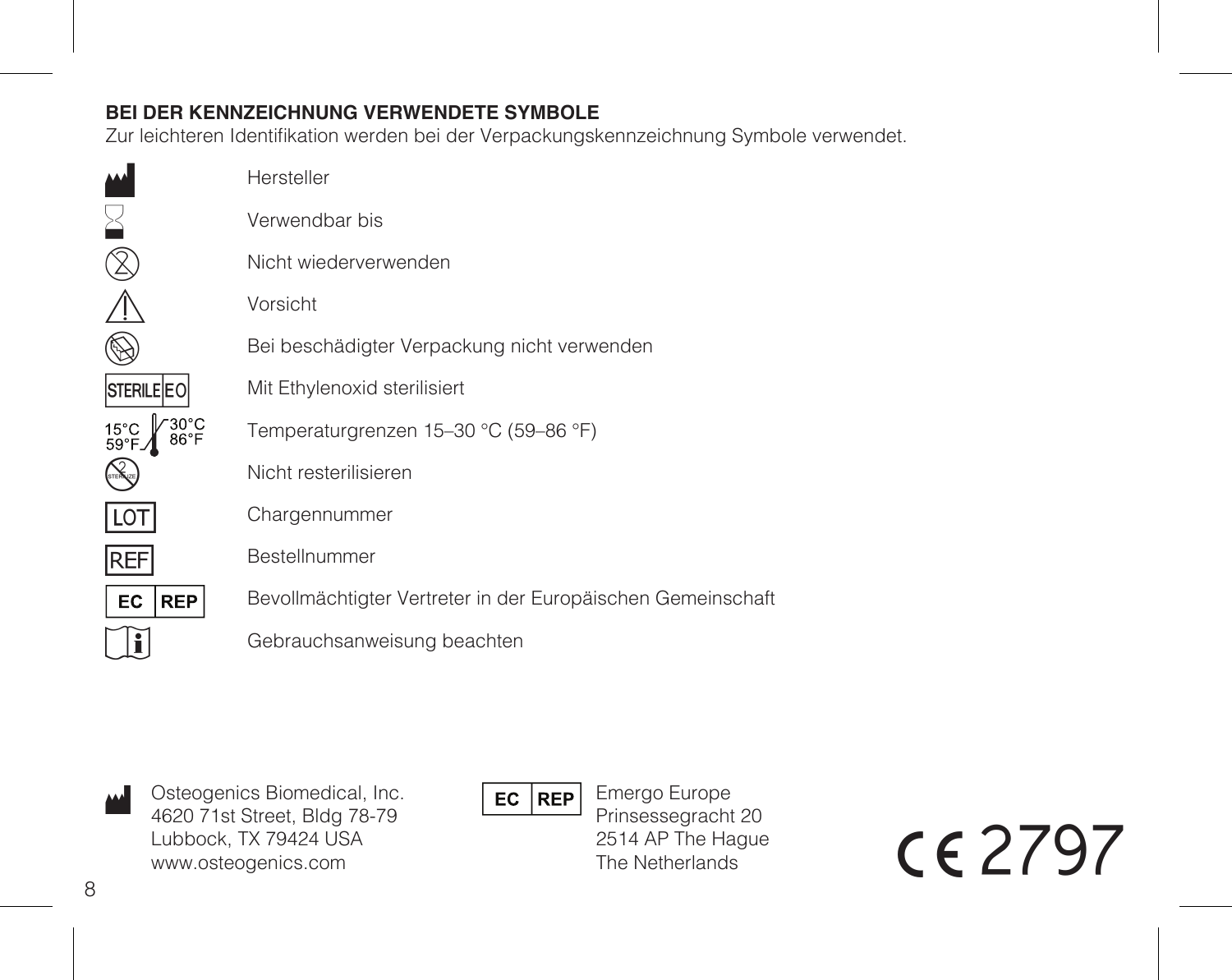## BEI DER KENNZEICHNUNG VERWENDETE SYMBOLE

Zur leichteren Identifikation werden bei der Verpackungskennzeichnung Symbole verwendet.

| | |
|---|---|
| | Hersteller |
| | Verwendbar bis |
| | Nicht wiederverwenden |
| | Vorsicht |
| | Bei beschädigter Verpackung nicht verwenden |
| STERILE EO | Mit Ethylenoxid sterilisiert |
| 15°C 59°F 30°C 86°F | Temperaturgrenzen 15–30 °C (59–86 °F) |
| STERILIZE | Nicht resterilisieren |
| LOT | Chargennummer |
| REF | Bestellnummer |
| EC REP | Bevollmächtigter Vertreter in der Europäischen Gemeinschaft |
| | Gebrauchsanweisung beachten |

Osteogenics Biomedical, Inc.
4620 71st Street, Bldg 78-79
Lubbock, TX 79424 USA
www.osteogenics.com

EC REP
Emergo Europe
Prinsessegracht 20
2514 AP The Hague
The Netherlands

CE 2797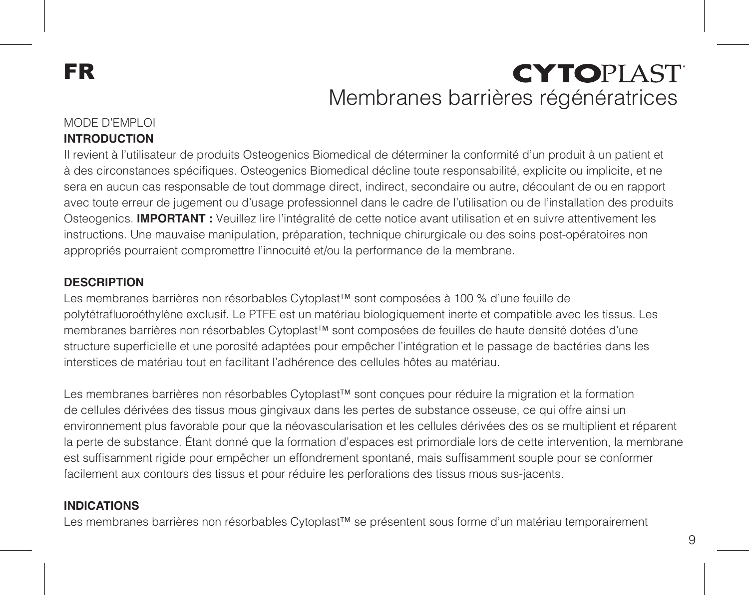FR

# CYTOPLAST®

## Membranes barrières régénératrices

MODE D'EMPLOI

**INTRODUCTION**

Il revient à l'utilisateur de produits Osteogenics Biomedical de déterminer la conformité d'un produit à un patient et à des circonstances spécifiques. Osteogenics Biomedical décline toute responsabilité, explicite ou implicite, et ne sera en aucun cas responsable de tout dommage direct, indirect, secondaire ou autre, découlant de ou en rapport avec toute erreur de jugement ou d'usage professionnel dans le cadre de l'utilisation ou de l'installation des produits Osteogenics. **IMPORTANT :** Veuillez lire l'intégralité de cette notice avant utilisation et en suivre attentivement les instructions. Une mauvaise manipulation, préparation, technique chirurgicale ou des soins post-opératoires non appropriés pourraient compromettre l'innocuité et/ou la performance de la membrane.

**DESCRIPTION**

Les membranes barrières non résorbables Cytoplast™ sont composées à 100 % d'une feuille de polytétrafluoroéthylène exclusif. Le PTFE est un matériau biologiquement inerte et compatible avec les tissus. Les membranes barrières non résorbables Cytoplast™ sont composées de feuilles de haute densité dotées d'une structure superficielle et une porosité adaptées pour empêcher l'intégration et le passage de bactéries dans les interstices de matériau tout en facilitant l'adhérence des cellules hôtes au matériau.

Les membranes barrières non résorbables Cytoplast™ sont conçues pour réduire la migration et la formation de cellules dérivées des tissus mous gingivaux dans les pertes de substance osseuse, ce qui offre ainsi un environnement plus favorable pour que la néovascularisation et les cellules dérivées des os se multiplient et réparent la perte de substance. Étant donné que la formation d'espaces est primordiale lors de cette intervention, la membrane est suffisamment rigide pour empêcher un effondrement spontané, mais suffisamment souple pour se conformer facilement aux contours des tissus et pour réduire les perforations des tissus mous sus-jacents.

**INDICATIONS**

Les membranes barrières non résorbables Cytoplast™ se présentent sous forme d'un matériau temporairement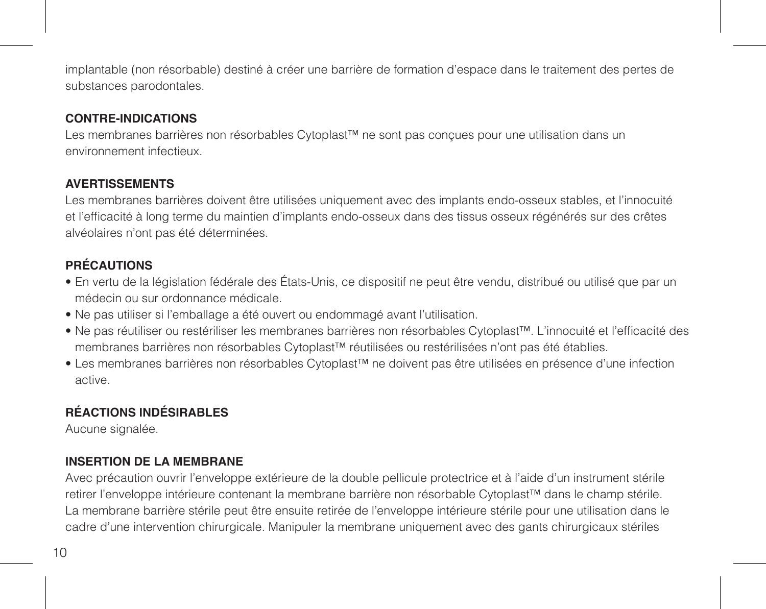implantable (non résorbable) destiné à créer une barrière de formation d'espace dans le traitement des pertes de substances parodontales.

**CONTRE-INDICATIONS**

Les membranes barrières non résorbables Cytoplast™ ne sont pas conçues pour une utilisation dans un environnement infectieux.

**AVERTISSEMENTS**

Les membranes barrières doivent être utilisées uniquement avec des implants endo-osseux stables, et l'innocuité et l'efficacité à long terme du maintien d'implants endo-osseux dans des tissus osseux régénérés sur des crêtes alvéolaires n'ont pas été déterminées.

**PRÉCAUTIONS**

- En vertu de la législation fédérale des États-Unis, ce dispositif ne peut être vendu, distribué ou utilisé que par un médecin ou sur ordonnance médicale.
- Ne pas utiliser si l'emballage a été ouvert ou endommagé avant l'utilisation.
- Ne pas réutiliser ou restériliser les membranes barrières non résorbables Cytoplast™. L'innocuité et l'efficacité des membranes barrières non résorbables Cytoplast™ réutilisées ou restérilisées n'ont pas été établies.
- Les membranes barrières non résorbables Cytoplast™ ne doivent pas être utilisées en présence d'une infection active.

**RÉACTIONS INDÉSIRABLES**

Aucune signalée.

**INSERTION DE LA MEMBRANE**

Avec précaution ouvrir l'enveloppe extérieure de la double pellicule protectrice et à l'aide d'un instrument stérile retirer l'enveloppe intérieure contenant la membrane barrière non résorbable Cytoplast™ dans le champ stérile. La membrane barrière stérile peut être ensuite retirée de l'enveloppe intérieure stérile pour une utilisation dans le cadre d'une intervention chirurgicale. Manipuler la membrane uniquement avec des gants chirurgicaux stériles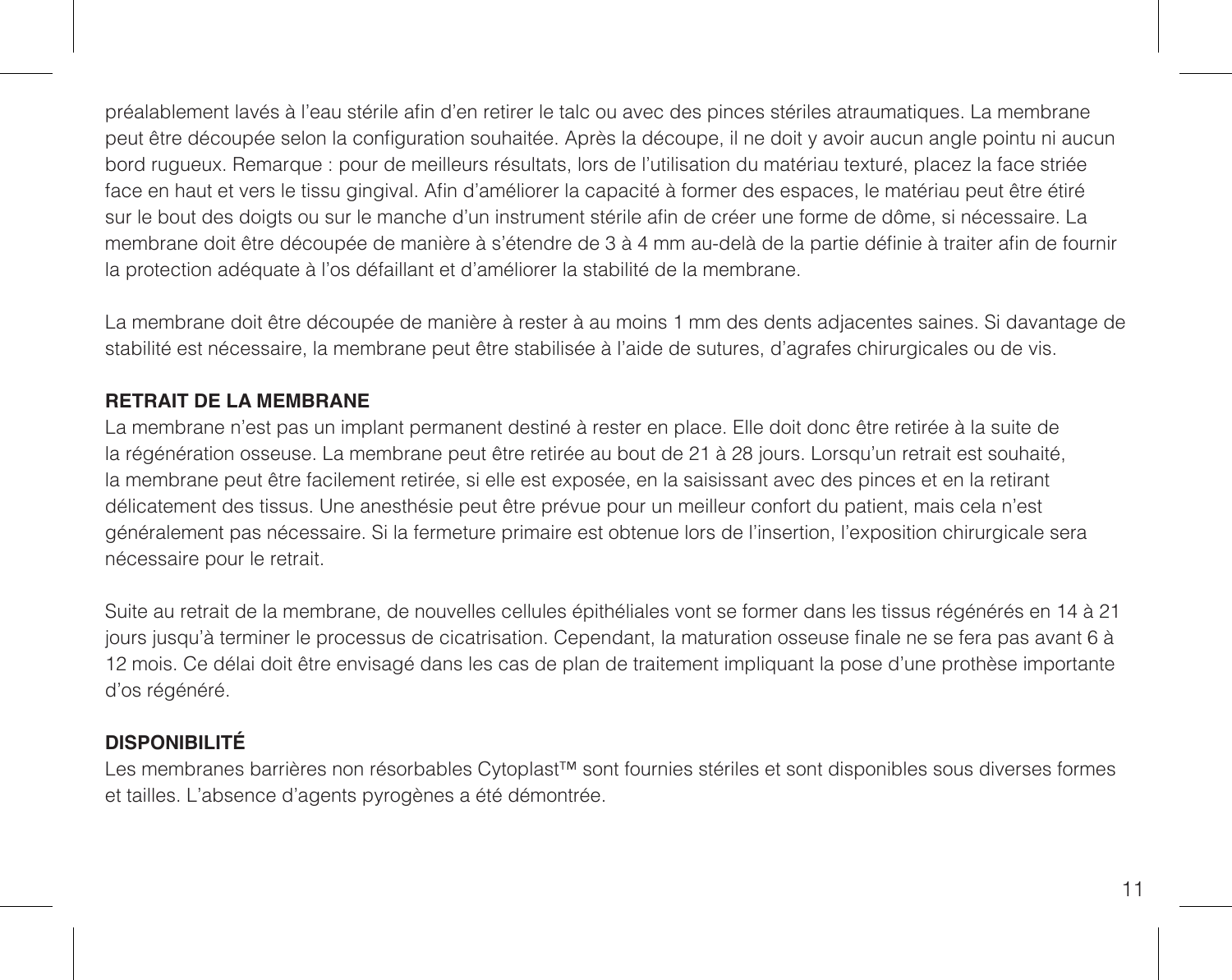préalablement lavés à l'eau stérile afin d'en retirer le talc ou avec des pinces stériles atraumatiques. La membrane peut être découpée selon la configuration souhaitée. Après la découpe, il ne doit y avoir aucun angle pointu ni aucun bord rugueux. Remarque : pour de meilleurs résultats, lors de l'utilisation du matériau texturé, placez la face striée face en haut et vers le tissu gingival. Afin d'améliorer la capacité à former des espaces, le matériau peut être étiré sur le bout des doigts ou sur le manche d'un instrument stérile afin de créer une forme de dôme, si nécessaire. La membrane doit être découpée de manière à s'étendre de 3 à 4 mm au-delà de la partie définie à traiter afin de fournir la protection adéquate à l'os défaillant et d'améliorer la stabilité de la membrane.

La membrane doit être découpée de manière à rester à au moins 1 mm des dents adjacentes saines. Si davantage de stabilité est nécessaire, la membrane peut être stabilisée à l'aide de sutures, d'agrafes chirurgicales ou de vis.

**RETRAIT DE LA MEMBRANE**

La membrane n'est pas un implant permanent destiné à rester en place. Elle doit donc être retirée à la suite de la régénération osseuse. La membrane peut être retirée au bout de 21 à 28 jours. Lorsqu'un retrait est souhaité, la membrane peut être facilement retirée, si elle est exposée, en la saisissant avec des pinces et en la retirant délicatement des tissus. Une anesthésie peut être prévue pour un meilleur confort du patient, mais cela n'est généralement pas nécessaire. Si la fermeture primaire est obtenue lors de l'insertion, l'exposition chirurgicale sera nécessaire pour le retrait.

Suite au retrait de la membrane, de nouvelles cellules épithéliales vont se former dans les tissus régénérés en 14 à 21 jours jusqu'à terminer le processus de cicatrisation. Cependant, la maturation osseuse finale ne se fera pas avant 6 à 12 mois. Ce délai doit être envisagé dans les cas de plan de traitement impliquant la pose d'une prothèse importante d'os régénéré.

**DISPONIBILITÉ**

Les membranes barrières non résorbables Cytoplast™ sont fournies stériles et sont disponibles sous diverses formes et tailles. L'absence d'agents pyrogènes a été démontrée.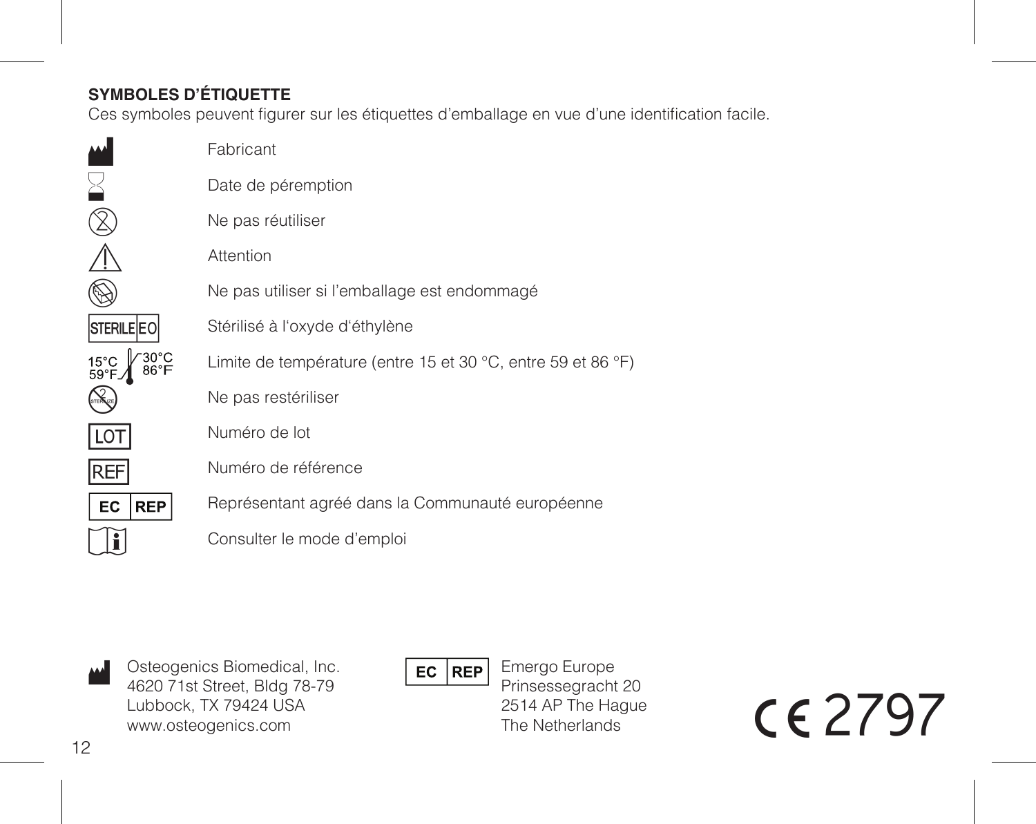**SYMBOLES D'ÉTIQUETTE**

Ces symboles peuvent figurer sur les étiquettes d'emballage en vue d'une identification facile.

| | |
|---|---|
| | Fabricant |
| | Date de péremption |
| | Ne pas réutiliser |
| | Attention |
| | Ne pas utiliser si l'emballage est endommagé |
| STERILE EO | Stérilisé à l'oxyde d'éthylène |
| 15°C 59°F 30°C 86°F | Limite de température (entre 15 et 30 °C, entre 59 et 86 °F) |
| STERILIZE | Ne pas restériliser |
| LOT | Numéro de lot |
| REF | Numéro de référence |
| EC REP | Représentant agréé dans la Communauté européenne |
| | Consulter le mode d'emploi |

Osteogenics Biomedical, Inc.
4620 71st Street, Bldg 78-79
Lubbock, TX 79424 USA
www.osteogenics.com

EC REP
Emergo Europe
Prinsessegracht 20
2514 AP The Hague
The Netherlands

CE 2797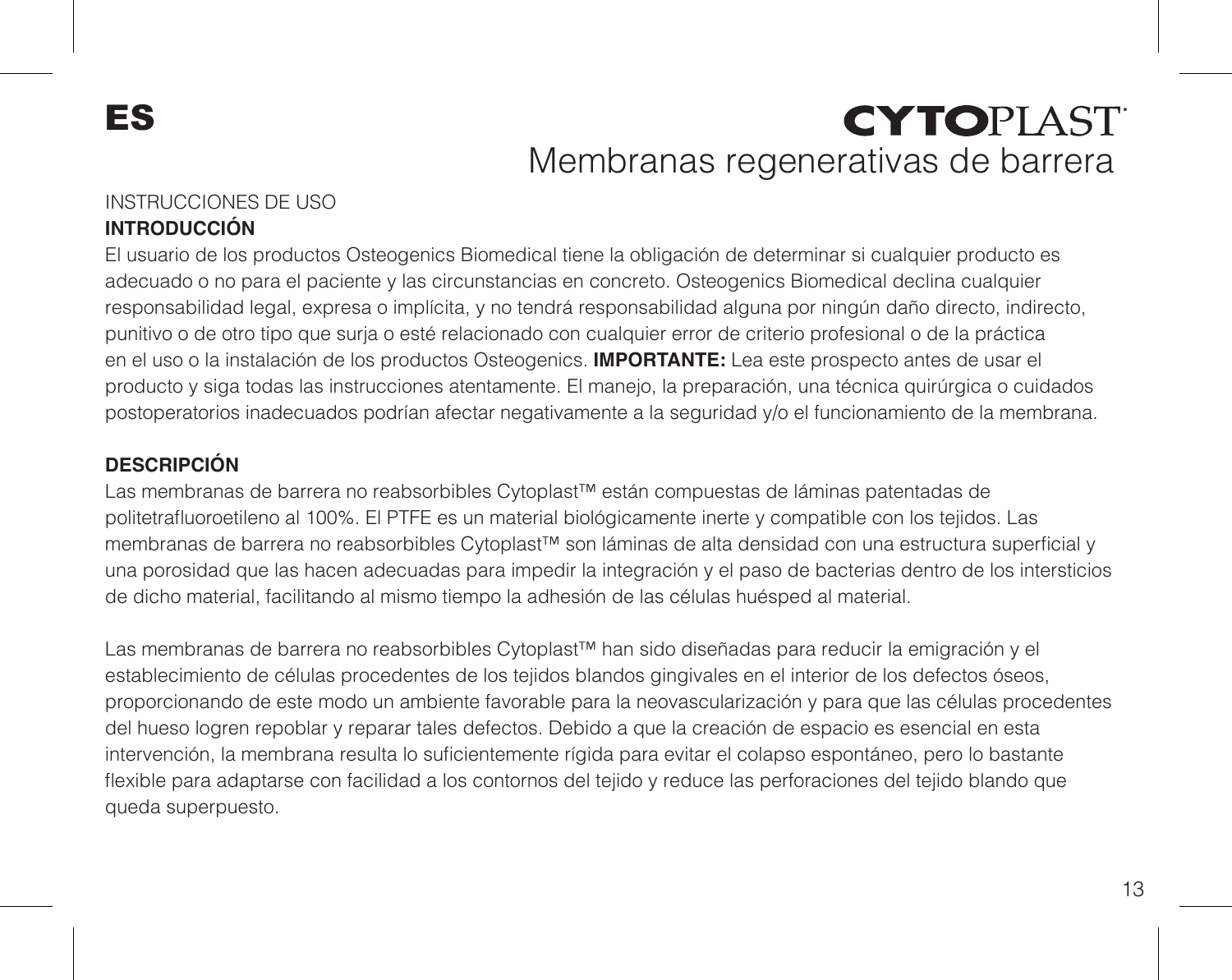ES

# CYTOPLAST®

## Membranas regenerativas de barrera

INSTRUCCIONES DE USO

**INTRODUCCIÓN**

El usuario de los productos Osteogenics Biomedical tiene la obligación de determinar si cualquier producto es adecuado o no para el paciente y las circunstancias en concreto. Osteogenics Biomedical declina cualquier responsabilidad legal, expresa o implícita, y no tendrá responsabilidad alguna por ningún daño directo, indirecto, punitivo o de otro tipo que surja o esté relacionado con cualquier error de criterio profesional o de la práctica en el uso o la instalación de los productos Osteogenics. **IMPORTANTE:** Lea este prospecto antes de usar el producto y siga todas las instrucciones atentamente. El manejo, la preparación, una técnica quirúrgica o cuidados postoperatorios inadecuados podrían afectar negativamente a la seguridad y/o el funcionamiento de la membrana.

**DESCRIPCIÓN**

Las membranas de barrera no reabsorbibles Cytoplast™ están compuestas de láminas patentadas de politetrafluoroetileno al 100%. El PTFE es un material biológicamente inerte y compatible con los tejidos. Las membranas de barrera no reabsorbibles Cytoplast™ son láminas de alta densidad con una estructura superficial y una porosidad que las hacen adecuadas para impedir la integración y el paso de bacterias dentro de los intersticios de dicho material, facilitando al mismo tiempo la adhesión de las células huésped al material.

Las membranas de barrera no reabsorbibles Cytoplast™ han sido diseñadas para reducir la emigración y el establecimiento de células procedentes de los tejidos blandos gingivales en el interior de los defectos óseos, proporcionando de este modo un ambiente favorable para la neovascularización y para que las células procedentes del hueso logren repoblar y reparar tales defectos. Debido a que la creación de espacio es esencial en esta intervención, la membrana resulta lo suficientemente rígida para evitar el colapso espontáneo, pero lo bastante flexible para adaptarse con facilidad a los contornos del tejido y reduce las perforaciones del tejido blando que queda superpuesto.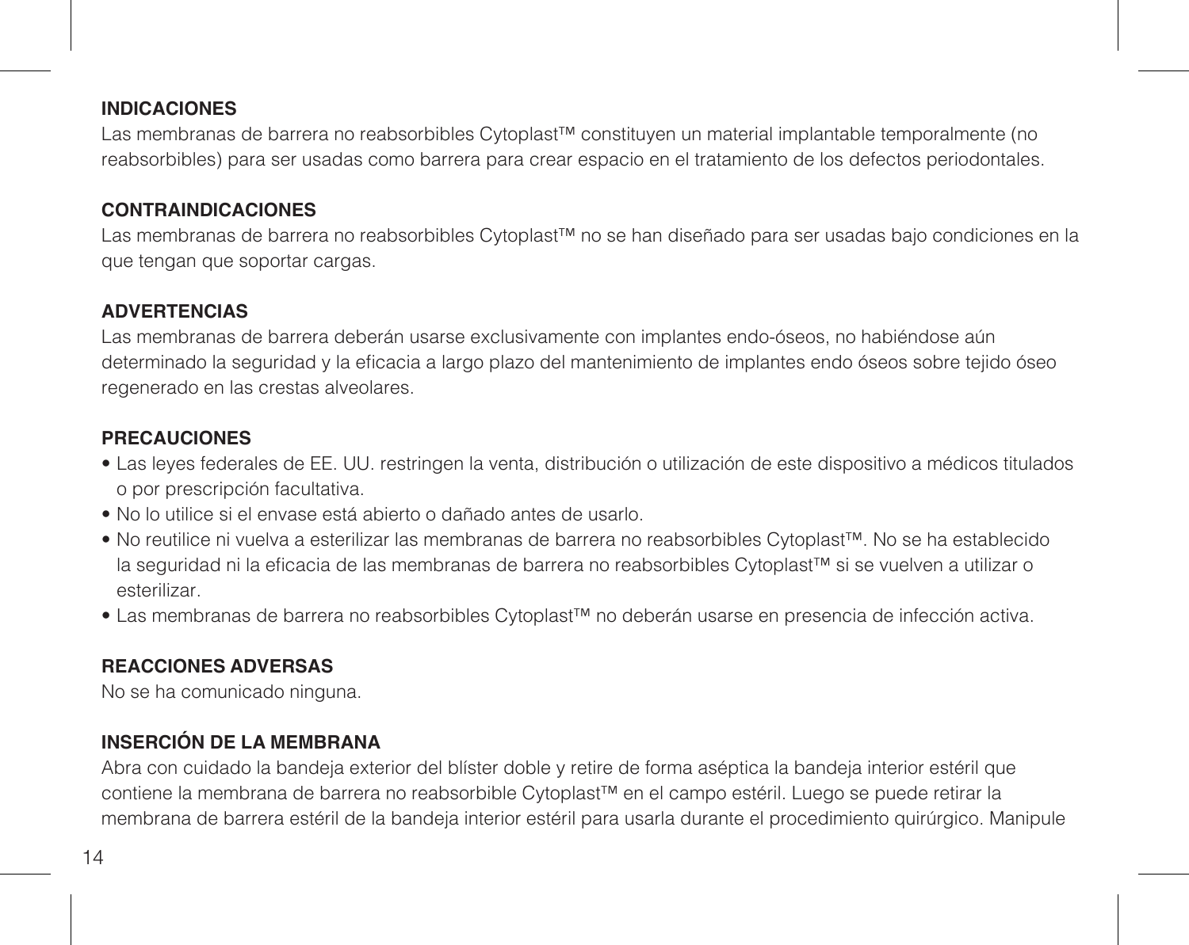## INDICACIONES

Las membranas de barrera no reabsorbibles Cytoplast™ constituyen un material implantable temporalmente (no reabsorbibles) para ser usadas como barrera para crear espacio en el tratamiento de los defectos periodontales.

## CONTRAINDICACIONES

Las membranas de barrera no reabsorbibles Cytoplast™ no se han diseñado para ser usadas bajo condiciones en la que tengan que soportar cargas.

## ADVERTENCIAS

Las membranas de barrera deberán usarse exclusivamente con implantes endo-óseos, no habiéndose aún determinado la seguridad y la eficacia a largo plazo del mantenimiento de implantes endo óseos sobre tejido óseo regenerado en las crestas alveolares.

## PRECAUCIONES

- Las leyes federales de EE. UU. restringen la venta, distribución o utilización de este dispositivo a médicos titulados o por prescripción facultativa.
- No lo utilice si el envase está abierto o dañado antes de usarlo.
- No reutilice ni vuelva a esterilizar las membranas de barrera no reabsorbibles Cytoplast™. No se ha establecido la seguridad ni la eficacia de las membranas de barrera no reabsorbibles Cytoplast™ si se vuelven a utilizar o esterilizar.
- Las membranas de barrera no reabsorbibles Cytoplast™ no deberán usarse en presencia de infección activa.

## REACCIONES ADVERSAS

No se ha comunicado ninguna.

## INSERCIÓN DE LA MEMBRANA

Abra con cuidado la bandeja exterior del blíster doble y retire de forma aséptica la bandeja interior estéril que contiene la membrana de barrera no reabsorbible Cytoplast™ en el campo estéril. Luego se puede retirar la membrana de barrera estéril de la bandeja interior estéril para usarla durante el procedimiento quirúrgico. Manipule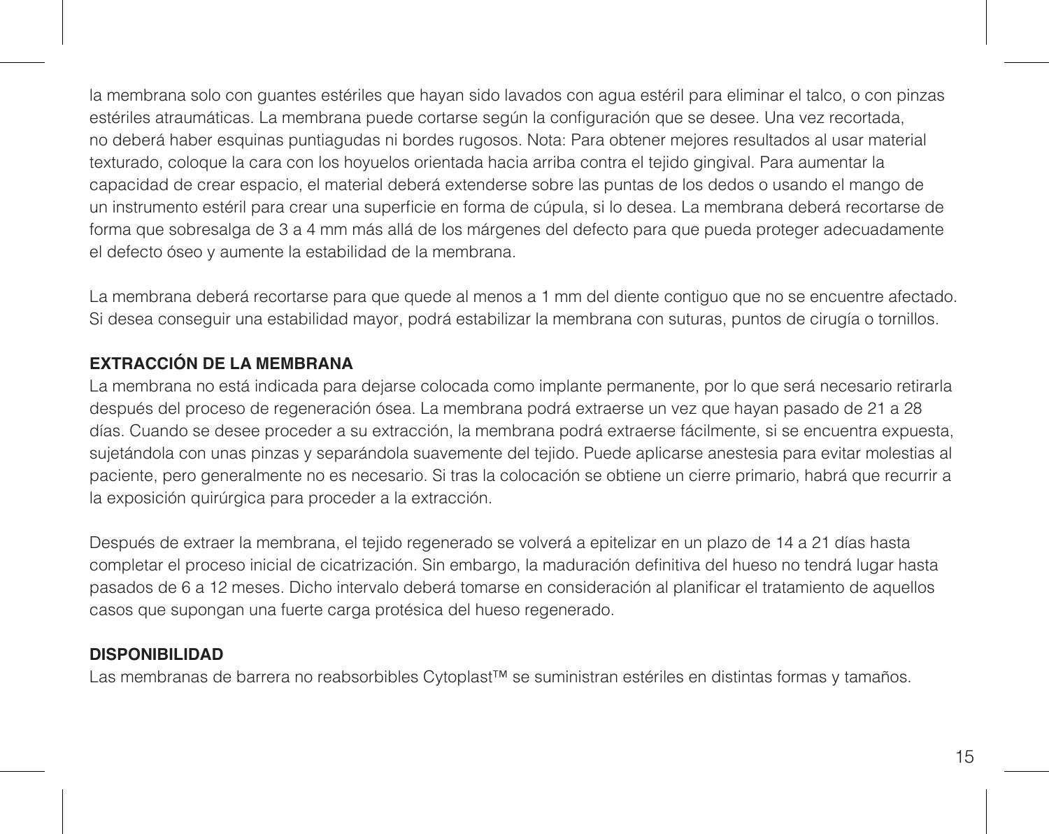la membrana solo con guantes estériles que hayan sido lavados con agua estéril para eliminar el talco, o con pinzas estériles atraumáticas. La membrana puede cortarse según la configuración que se desee. Una vez recortada, no deberá haber esquinas puntiagudas ni bordes rugosos. Nota: Para obtener mejores resultados al usar material texturado, coloque la cara con los hoyuelos orientada hacia arriba contra el tejido gingival. Para aumentar la capacidad de crear espacio, el material deberá extenderse sobre las puntas de los dedos o usando el mango de un instrumento estéril para crear una superficie en forma de cúpula, si lo desea. La membrana deberá recortarse de forma que sobresalga de 3 a 4 mm más allá de los márgenes del defecto para que pueda proteger adecuadamente el defecto óseo y aumente la estabilidad de la membrana.

La membrana deberá recortarse para que quede al menos a 1 mm del diente contiguo que no se encuentre afectado. Si desea conseguir una estabilidad mayor, podrá estabilizar la membrana con suturas, puntos de cirugía o tornillos.

**EXTRACCIÓN DE LA MEMBRANA**

La membrana no está indicada para dejarse colocada como implante permanente, por lo que será necesario retirarla después del proceso de regeneración ósea. La membrana podrá extraerse un vez que hayan pasado de 21 a 28 días. Cuando se desee proceder a su extracción, la membrana podrá extraerse fácilmente, si se encuentra expuesta, sujetándola con unas pinzas y separándola suavemente del tejido. Puede aplicarse anestesia para evitar molestias al paciente, pero generalmente no es necesario. Si tras la colocación se obtiene un cierre primario, habrá que recurrir a la exposición quirúrgica para proceder a la extracción.

Después de extraer la membrana, el tejido regenerado se volverá a epitelizar en un plazo de 14 a 21 días hasta completar el proceso inicial de cicatrización. Sin embargo, la maduración definitiva del hueso no tendrá lugar hasta pasados de 6 a 12 meses. Dicho intervalo deberá tomarse en consideración al planificar el tratamiento de aquellos casos que supongan una fuerte carga protésica del hueso regenerado.

**DISPONIBILIDAD**

Las membranas de barrera no reabsorbibles Cytoplast™ se suministran estériles en distintas formas y tamaños.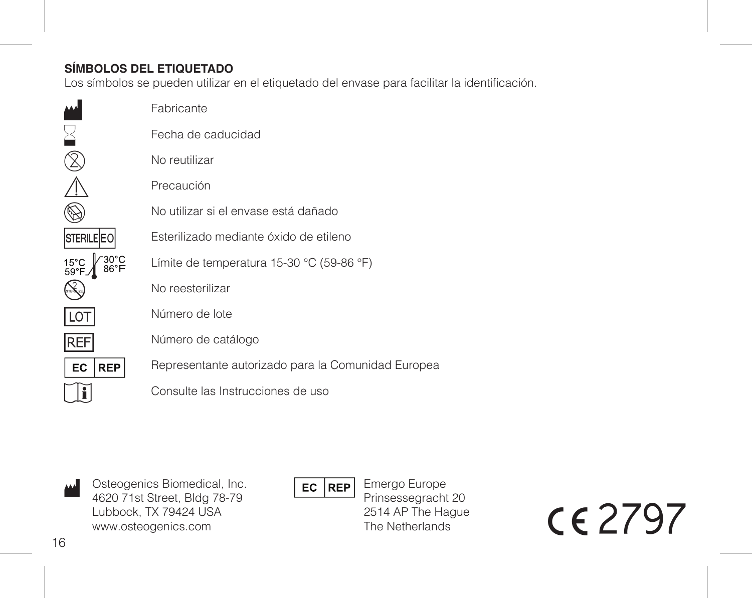**SÍMBOLOS DEL ETIQUETADO**

Los símbolos se pueden utilizar en el etiquetado del envase para facilitar la identificación.

| | |
|---|---|
| | Fabricante |
| | Fecha de caducidad |
| | No reutilizar |
| | Precaución |
| | No utilizar si el envase está dañado |
| STERILE EO | Esterilizado mediante óxido de etileno |
| 15°C 59°F 30°C 86°F | Límite de temperatura 15-30 °C (59-86 °F) |
| | No reesterilizar |
| LOT | Número de lote |
| REF | Número de catálogo |
| EC REP | Representante autorizado para la Comunidad Europea |
| | Consulte las Instrucciones de uso |

Osteogenics Biomedical, Inc.
4620 71st Street, Bldg 78-79
Lubbock, TX 79424 USA
www.osteogenics.com

EC REP
Emergo Europe
Prinsessegracht 20
2514 AP The Hague
The Netherlands

CE 2797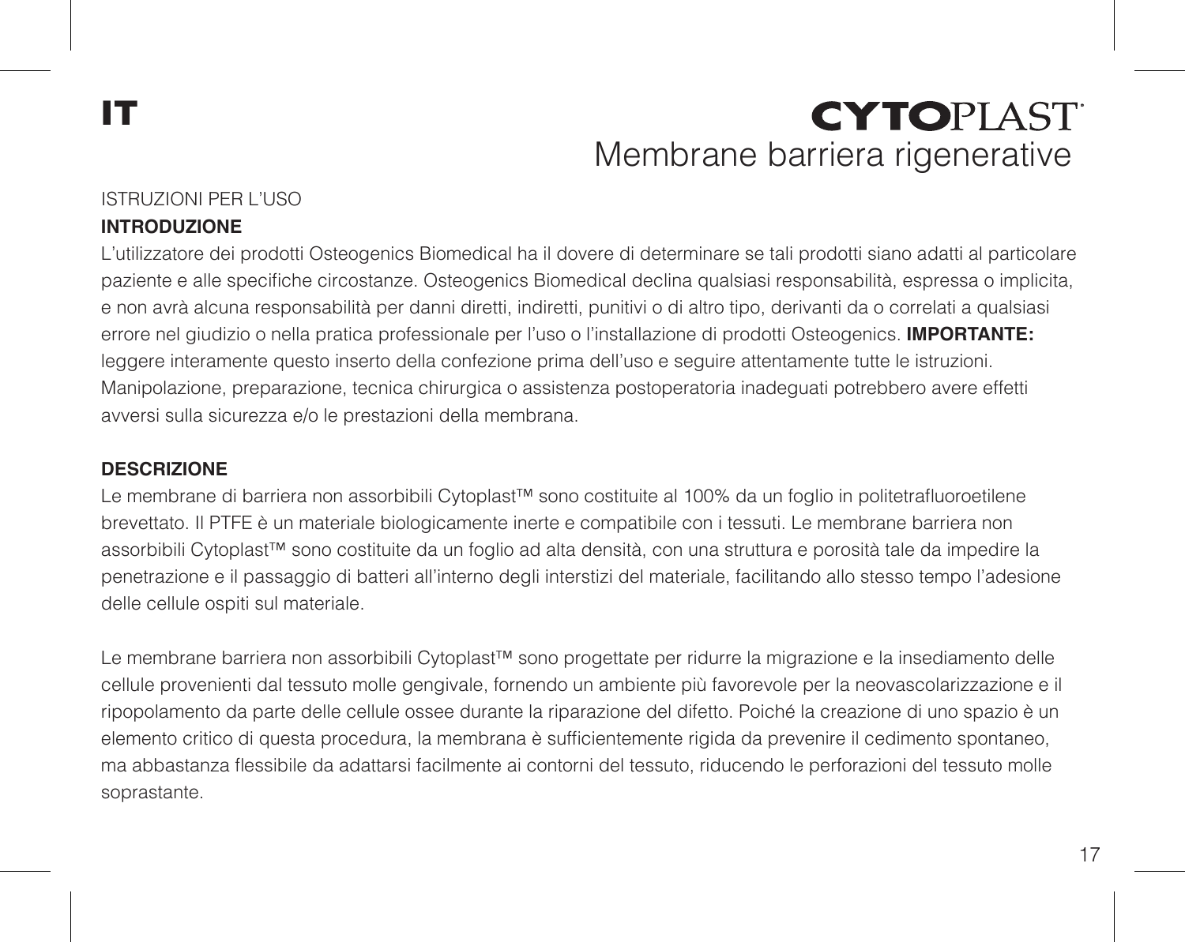# IT

## CYTOPLAST™
Membrane barriera rigenerative

ISTRUZIONI PER L'USO

**INTRODUZIONE**

L'utilizzatore dei prodotti Osteogenics Biomedical ha il dovere di determinare se tali prodotti siano adatti al particolare paziente e alle specifiche circostanze. Osteogenics Biomedical declina qualsiasi responsabilità, espressa o implicita, e non avrà alcuna responsabilità per danni diretti, indiretti, punitivi o di altro tipo, derivanti da o correlati a qualsiasi errore nel giudizio o nella pratica professionale per l'uso o l'installazione di prodotti Osteogenics. **IMPORTANTE:** leggere interamente questo inserto della confezione prima dell'uso e seguire attentamente tutte le istruzioni. Manipolazione, preparazione, tecnica chirurgica o assistenza postoperatoria inadeguati potrebbero avere effetti avversi sulla sicurezza e/o le prestazioni della membrana.

**DESCRIZIONE**

Le membrane di barriera non assorbibili Cytoplast™ sono costituite al 100% da un foglio in politetrafluoroetilene brevettato. Il PTFE è un materiale biologicamente inerte e compatibile con i tessuti. Le membrane barriera non assorbibili Cytoplast™ sono costituite da un foglio ad alta densità, con una struttura e porosità tale da impedire la penetrazione e il passaggio di batteri all'interno degli interstizi del materiale, facilitando allo stesso tempo l'adesione delle cellule ospiti sul materiale.

Le membrane barriera non assorbibili Cytoplast™ sono progettate per ridurre la migrazione e la insediamento delle cellule provenienti dal tessuto molle gengivale, fornendo un ambiente più favorevole per la neovascolarizzazione e il ripopolamento da parte delle cellule ossee durante la riparazione del difetto. Poiché la creazione di uno spazio è un elemento critico di questa procedura, la membrana è sufficientemente rigida da prevenire il cedimento spontaneo, ma abbastanza flessibile da adattarsi facilmente ai contorni del tessuto, riducendo le perforazioni del tessuto molle soprastante.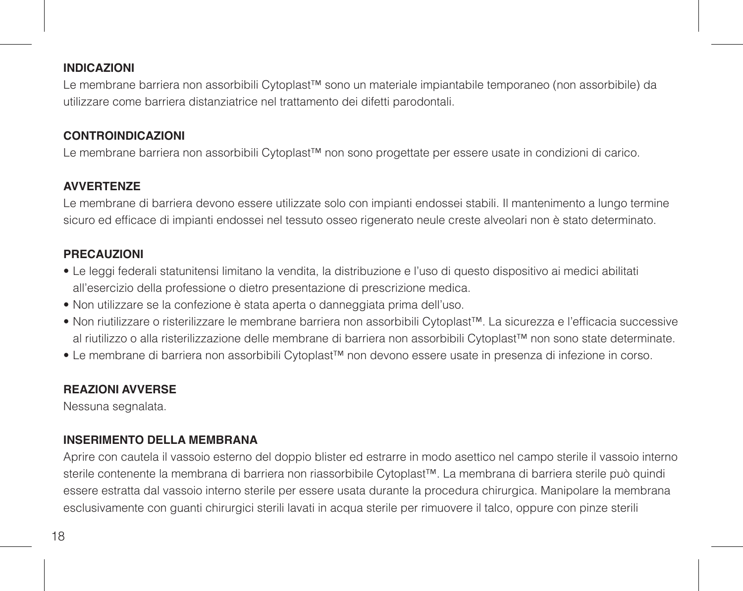**INDICAZIONI**

Le membrane barriera non assorbibili Cytoplast™ sono un materiale impiantabile temporaneo (non assorbibile) da utilizzare come barriera distanziatrice nel trattamento dei difetti parodontali.

**CONTROINDICAZIONI**

Le membrane barriera non assorbibili Cytoplast™ non sono progettate per essere usate in condizioni di carico.

**AVVERTENZE**

Le membrane di barriera devono essere utilizzate solo con impianti endossei stabili. Il mantenimento a lungo termine sicuro ed efficace di impianti endossei nel tessuto osseo rigenerato neule creste alveolari non è stato determinato.

**PRECAUZIONI**

- Le leggi federali statunitensi limitano la vendita, la distribuzione e l'uso di questo dispositivo ai medici abilitati all'esercizio della professione o dietro presentazione di prescrizione medica.
- Non utilizzare se la confezione è stata aperta o danneggiata prima dell'uso.
- Non riutilizzare o risterilizzare le membrane barriera non assorbibili Cytoplast™. La sicurezza e l'efficacia successive al riutilizzo o alla risterilizzazione delle membrane di barriera non assorbibili Cytoplast™ non sono state determinate.
- Le membrane di barriera non assorbibili Cytoplast™ non devono essere usate in presenza di infezione in corso.

**REAZIONI AVVERSE**

Nessuna segnalata.

**INSERIMENTO DELLA MEMBRANA**

Aprire con cautela il vassoio esterno del doppio blister ed estrarre in modo asettico nel campo sterile il vassoio interno sterile contenente la membrana di barriera non riassorbibile Cytoplast™. La membrana di barriera sterile può quindi essere estratta dal vassoio interno sterile per essere usata durante la procedura chirurgica. Manipolare la membrana esclusivamente con guanti chirurgici sterili lavati in acqua sterile per rimuovere il talco, oppure con pinze sterili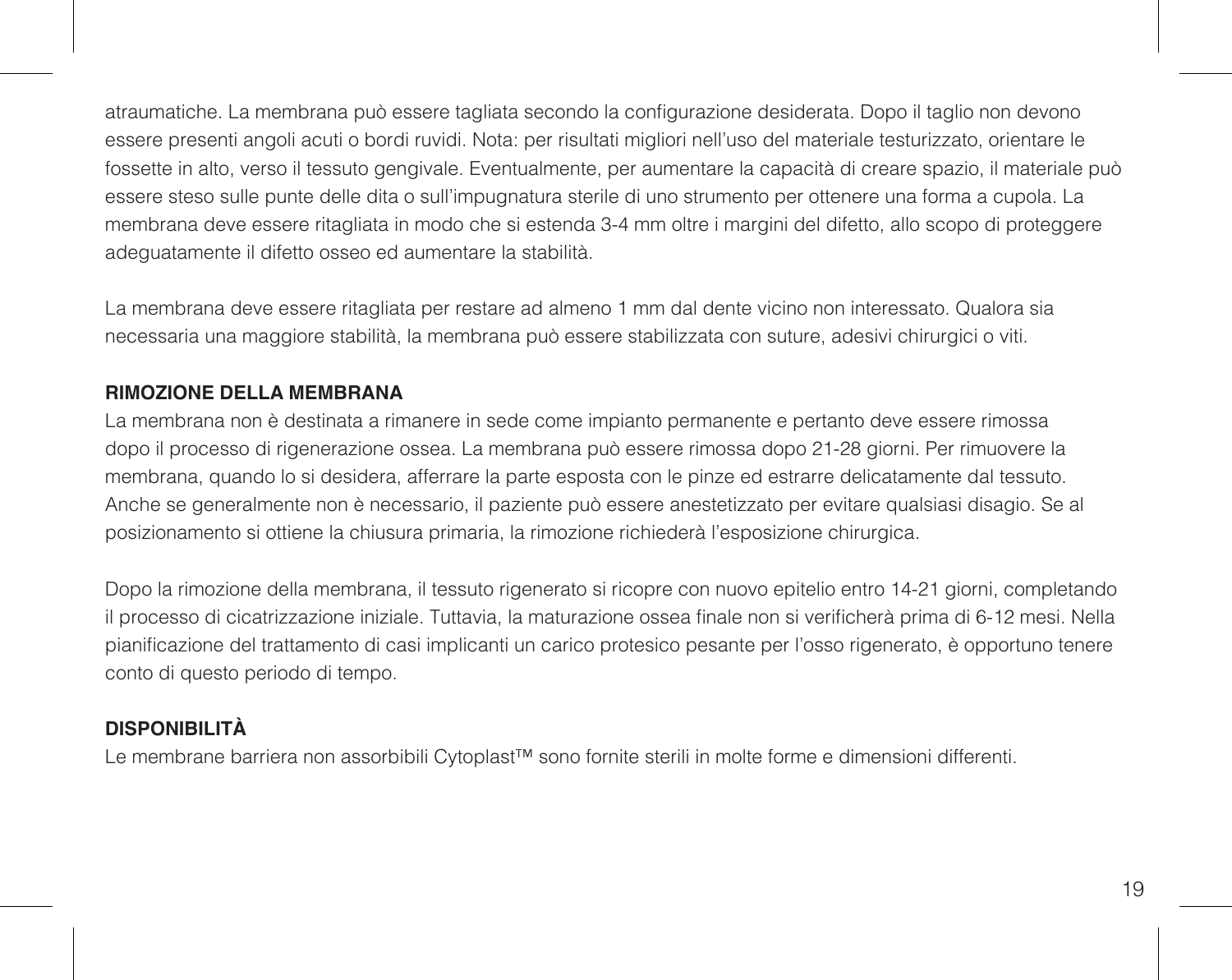atraumatiche. La membrana può essere tagliata secondo la configurazione desiderata. Dopo il taglio non devono essere presenti angoli acuti o bordi ruvidi. Nota: per risultati migliori nell'uso del materiale testurizzato, orientare le fossette in alto, verso il tessuto gengivale. Eventualmente, per aumentare la capacità di creare spazio, il materiale può essere steso sulle punte delle dita o sull'impugnatura sterile di uno strumento per ottenere una forma a cupola. La membrana deve essere ritagliata in modo che si estenda 3-4 mm oltre i margini del difetto, allo scopo di proteggere adeguatamente il difetto osseo ed aumentare la stabilità.

La membrana deve essere ritagliata per restare ad almeno 1 mm dal dente vicino non interessato. Qualora sia necessaria una maggiore stabilità, la membrana può essere stabilizzata con suture, adesivi chirurgici o viti.

**RIMOZIONE DELLA MEMBRANA**

La membrana non è destinata a rimanere in sede come impianto permanente e pertanto deve essere rimossa dopo il processo di rigenerazione ossea. La membrana può essere rimossa dopo 21-28 giorni. Per rimuovere la membrana, quando lo si desidera, afferrare la parte esposta con le pinze ed estrarre delicatamente dal tessuto. Anche se generalmente non è necessario, il paziente può essere anestetizzato per evitare qualsiasi disagio. Se al posizionamento si ottiene la chiusura primaria, la rimozione richiederà l'esposizione chirurgica.

Dopo la rimozione della membrana, il tessuto rigenerato si ricopre con nuovo epitelio entro 14-21 giorni, completando il processo di cicatrizzazione iniziale. Tuttavia, la maturazione ossea finale non si verificherà prima di 6-12 mesi. Nella pianificazione del trattamento di casi implicanti un carico protesico pesante per l'osso rigenerato, è opportuno tenere conto di questo periodo di tempo.

**DISPONIBILITÀ**

Le membrane barriera non assorbibili Cytoplast™ sono fornite sterili in molte forme e dimensioni differenti.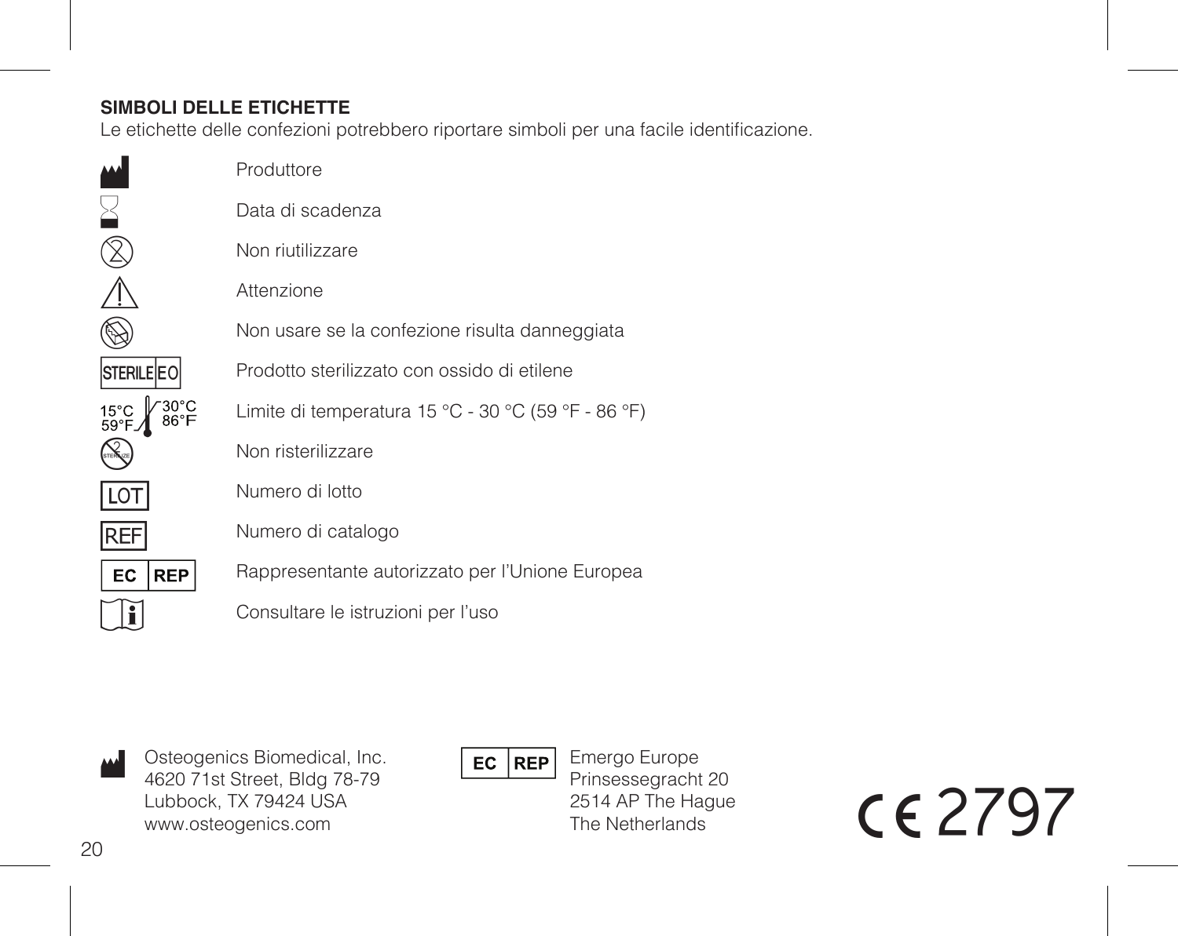## SIMBOLI DELLE ETICHETTE

Le etichette delle confezioni potrebbero riportare simboli per una facile identificazione.

| | |
|---|---|
| | Produttore |
| | Data di scadenza |
| | Non riutilizzare |
| | Attenzione |
| | Non usare se la confezione risulta danneggiata |
| STERILE EO | Prodotto sterilizzato con ossido di etilene |
| 15°C 59°F 30°C 86°F | Limite di temperatura 15 °C - 30 °C (59 °F - 86 °F) |
| STERILIZE 2 | Non risterilizzare |
| LOT | Numero di lotto |
| REF | Numero di catalogo |
| EC REP | Rappresentante autorizzato per l'Unione Europea |
| | Consultare le istruzioni per l'uso |

Osteogenics Biomedical, Inc.
4620 71st Street, Bldg 78-79
Lubbock, TX 79424 USA
www.osteogenics.com

EC REP
Emergo Europe
Prinsessegracht 20
2514 AP The Hague
The Netherlands

CE 2797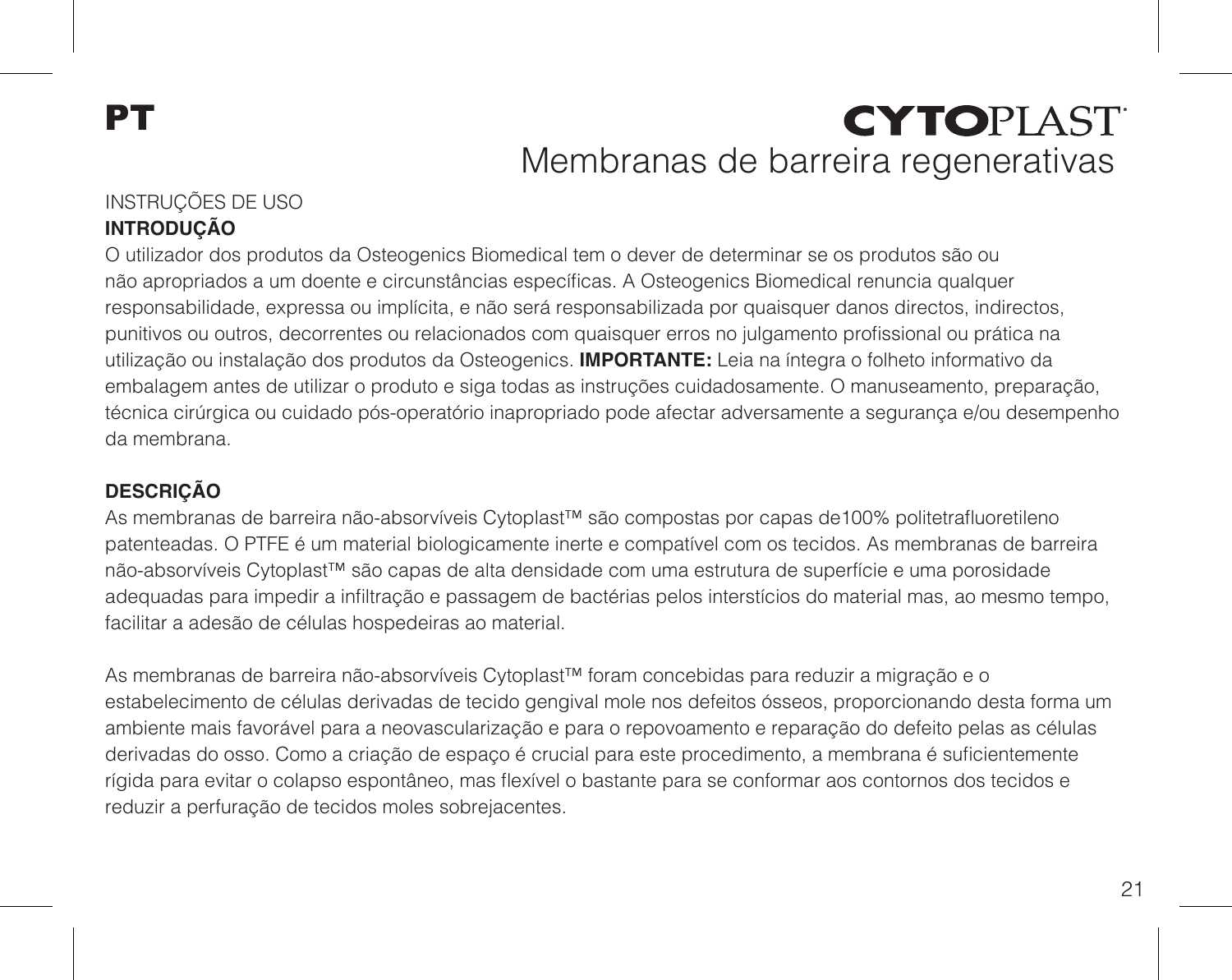**PT**

# CYTOPLAST®

## Membranas de barreira regenerativas

INSTRUÇÕES DE USO

**INTRODUÇÃO**

O utilizador dos produtos da Osteogenics Biomedical tem o dever de determinar se os produtos são ou não apropriados a um doente e circunstâncias específicas. A Osteogenics Biomedical renuncia qualquer responsabilidade, expressa ou implícita, e não será responsabilizada por quaisquer danos directos, indirectos, punitivos ou outros, decorrentes ou relacionados com quaisquer erros no julgamento profissional ou prática na utilização ou instalação dos produtos da Osteogenics. **IMPORTANTE:** Leia na íntegra o folheto informativo da embalagem antes de utilizar o produto e siga todas as instruções cuidadosamente. O manuseamento, preparação, técnica cirúrgica ou cuidado pós-operatório inapropriado pode afectar adversamente a segurança e/ou desempenho da membrana.

**DESCRIÇÃO**

As membranas de barreira não-absorvíveis Cytoplast™ são compostas por capas de100% politetrafluoretileno patenteadas. O PTFE é um material biologicamente inerte e compatível com os tecidos. As membranas de barreira não-absorvíveis Cytoplast™ são capas de alta densidade com uma estrutura de superfície e uma porosidade adequadas para impedir a infiltração e passagem de bactérias pelos interstícios do material mas, ao mesmo tempo, facilitar a adesão de células hospedeiras ao material.

As membranas de barreira não-absorvíveis Cytoplast™ foram concebidas para reduzir a migração e o estabelecimento de células derivadas de tecido gengival mole nos defeitos ósseos, proporcionando desta forma um ambiente mais favorável para a neovascularização e para o repovoamento e reparação do defeito pelas as células derivadas do osso. Como a criação de espaço é crucial para este procedimento, a membrana é suficientemente rígida para evitar o colapso espontâneo, mas flexível o bastante para se conformar aos contornos dos tecidos e reduzir a perfuração de tecidos moles sobrejacentes.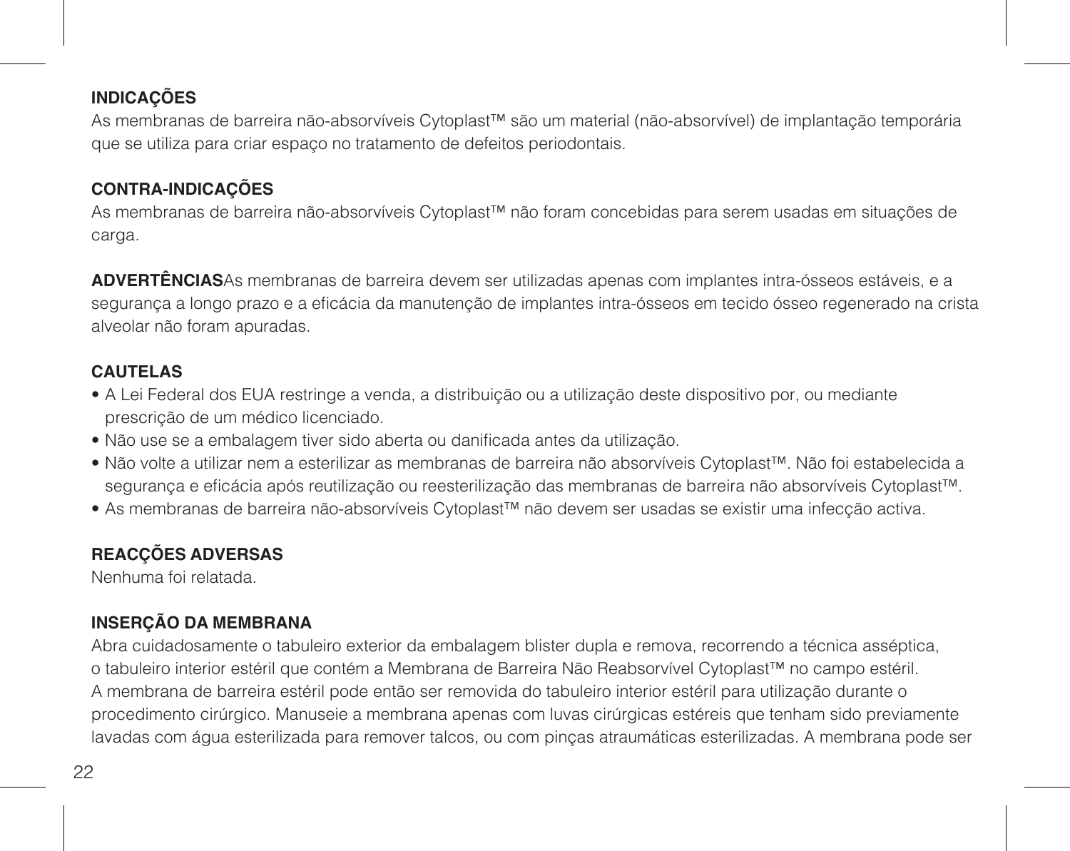**INDICAÇÕES**

As membranas de barreira não-absorvíveis Cytoplast™ são um material (não-absorvível) de implantação temporária que se utiliza para criar espaço no tratamento de defeitos periodontais.

**CONTRA-INDICAÇÕES**

As membranas de barreira não-absorvíveis Cytoplast™ não foram concebidas para serem usadas em situações de carga.

**ADVERTÊNCIAS**As membranas de barreira devem ser utilizadas apenas com implantes intra-ósseos estáveis, e a segurança a longo prazo e a eficácia da manutenção de implantes intra-ósseos em tecido ósseo regenerado na crista alveolar não foram apuradas.

**CAUTELAS**

- A Lei Federal dos EUA restringe a venda, a distribuição ou a utilização deste dispositivo por, ou mediante prescrição de um médico licenciado.
- Não use se a embalagem tiver sido aberta ou danificada antes da utilização.
- Não volte a utilizar nem a esterilizar as membranas de barreira não absorvíveis Cytoplast™. Não foi estabelecida a segurança e eficácia após reutilização ou reesterilização das membranas de barreira não absorvíveis Cytoplast™.
- As membranas de barreira não-absorvíveis Cytoplast™ não devem ser usadas se existir uma infecção activa.

**REACÇÕES ADVERSAS**

Nenhuma foi relatada.

**INSERÇÃO DA MEMBRANA**

Abra cuidadosamente o tabuleiro exterior da embalagem blister dupla e remova, recorrendo a técnica asséptica, o tabuleiro interior estéril que contém a Membrana de Barreira Não Reabsorvível Cytoplast™ no campo estéril. A membrana de barreira estéril pode então ser removida do tabuleiro interior estéril para utilização durante o procedimento cirúrgico. Manuseie a membrana apenas com luvas cirúrgicas estéreis que tenham sido previamente lavadas com água esterilizada para remover talcos, ou com pinças atraumáticas esterilizadas. A membrana pode ser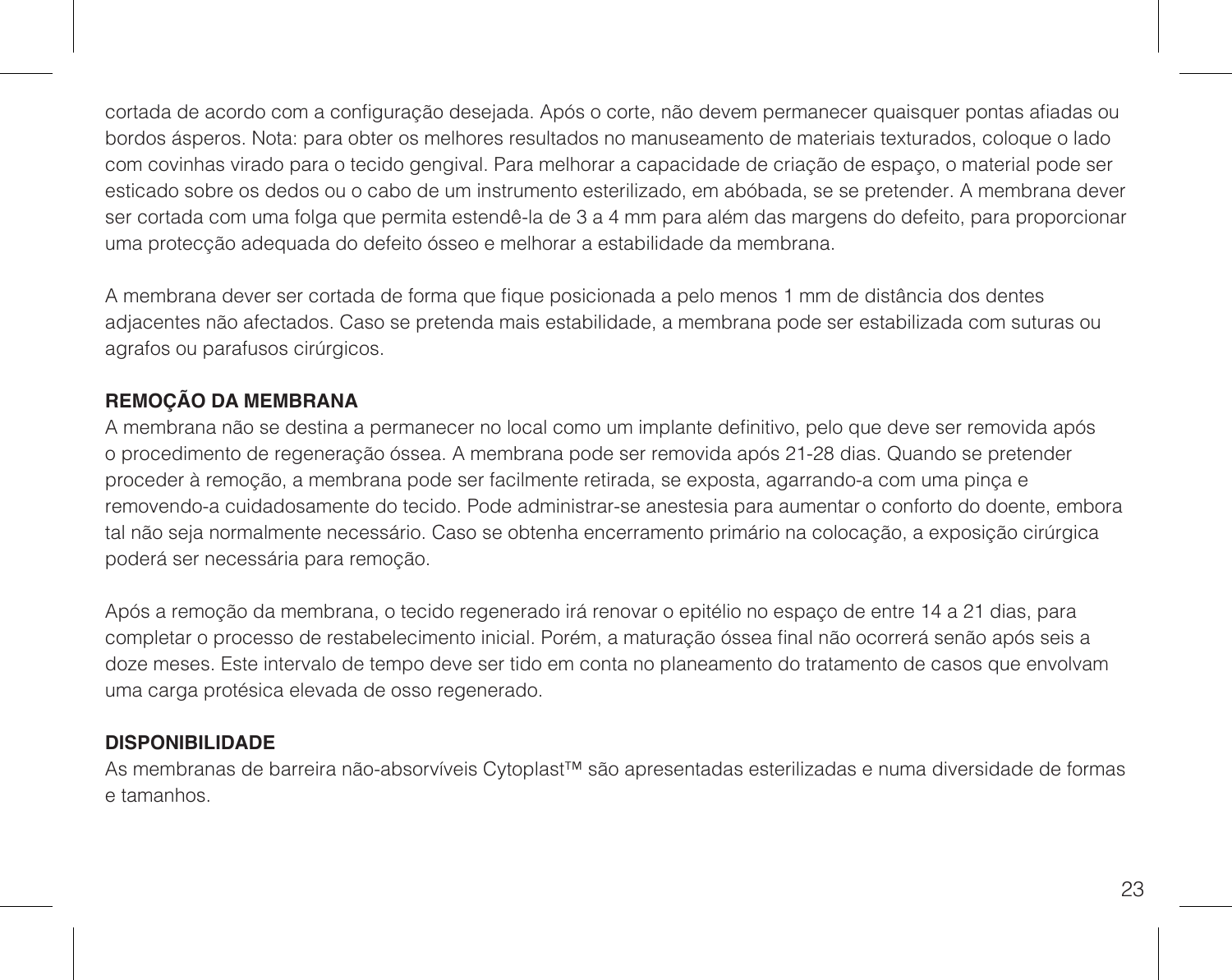cortada de acordo com a configuração desejada. Após o corte, não devem permanecer quaisquer pontas afiadas ou bordos ásperos. Nota: para obter os melhores resultados no manuseamento de materiais texturados, coloque o lado com covinhas virado para o tecido gengival. Para melhorar a capacidade de criação de espaço, o material pode ser esticado sobre os dedos ou o cabo de um instrumento esterilizado, em abóbada, se se pretender. A membrana dever ser cortada com uma folga que permita estendê-la de 3 a 4 mm para além das margens do defeito, para proporcionar uma protecção adequada do defeito ósseo e melhorar a estabilidade da membrana.

A membrana dever ser cortada de forma que fique posicionada a pelo menos 1 mm de distância dos dentes adjacentes não afectados. Caso se pretenda mais estabilidade, a membrana pode ser estabilizada com suturas ou agrafos ou parafusos cirúrgicos.

**REMOÇÃO DA MEMBRANA**

A membrana não se destina a permanecer no local como um implante definitivo, pelo que deve ser removida após o procedimento de regeneração óssea. A membrana pode ser removida após 21-28 dias. Quando se pretender proceder à remoção, a membrana pode ser facilmente retirada, se exposta, agarrando-a com uma pinça e removendo-a cuidadosamente do tecido. Pode administrar-se anestesia para aumentar o conforto do doente, embora tal não seja normalmente necessário. Caso se obtenha encerramento primário na colocação, a exposição cirúrgica poderá ser necessária para remoção.

Após a remoção da membrana, o tecido regenerado irá renovar o epitélio no espaço de entre 14 a 21 dias, para completar o processo de restabelecimento inicial. Porém, a maturação óssea final não ocorrerá senão após seis a doze meses. Este intervalo de tempo deve ser tido em conta no planeamento do tratamento de casos que envolvam uma carga protésica elevada de osso regenerado.

**DISPONIBILIDADE**

As membranas de barreira não-absorvíveis Cytoplast™ são apresentadas esterilizadas e numa diversidade de formas e tamanhos.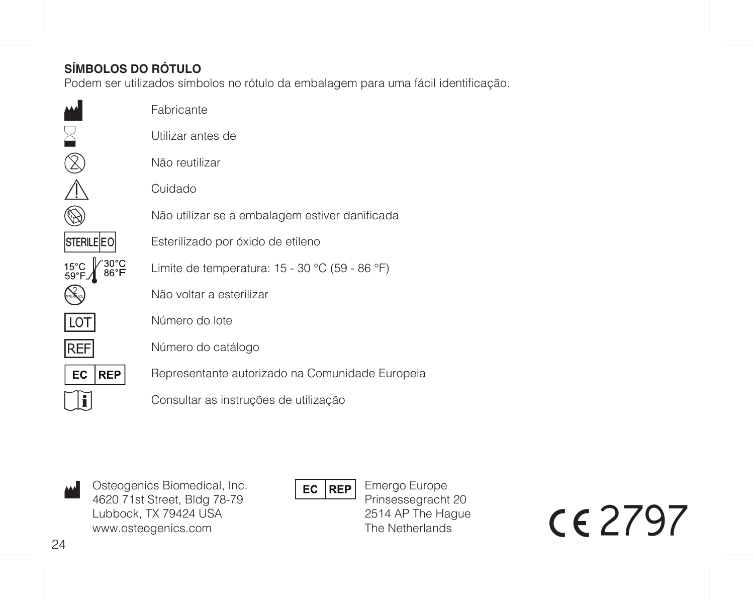## SÍMBOLOS DO RÓTULO

Podem ser utilizados símbolos no rótulo da embalagem para uma fácil identificação.

| | |
|---|---|
| | Fabricante |
| | Utilizar antes de |
| | Não reutilizar |
| | Cuidado |
| | Não utilizar se a embalagem estiver danificada |
| STERILE EO | Esterilizado por óxido de etileno |
| 15°C 59°F – 30°C 86°F | Limite de temperatura: 15 - 30 °C (59 - 86 °F) |
| STERILIZE | Não voltar a esterilizar |
| LOT | Número do lote |
| REF | Número do catálogo |
| EC REP | Representante autorizado na Comunidade Europeia |
| | Consultar as instruções de utilização |

Osteogenics Biomedical, Inc.
4620 71st Street, Bldg 78-79
Lubbock, TX 79424 USA
www.osteogenics.com

EC REP

Emergo Europe
Prinsessegracht 20
2514 AP The Hague
The Netherlands

CE 2797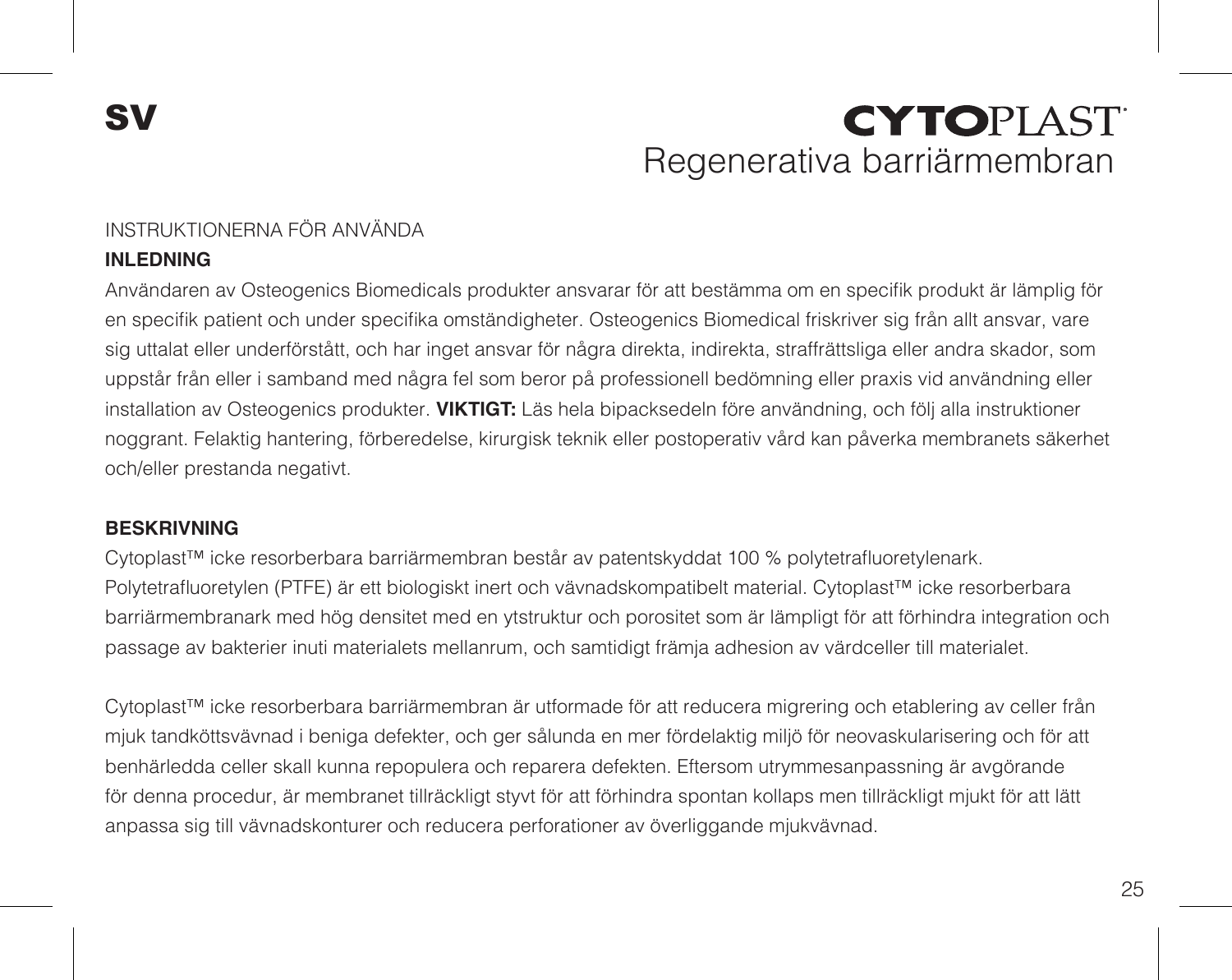# SV

## CYTOPLAST®
## Regenerativa barriärmembran

INSTRUKTIONERNA FÖR ANVÄNDA

**INLEDNING**

Användaren av Osteogenics Biomedicals produkter ansvarar för att bestämma om en specifik produkt är lämplig för en specifik patient och under specifika omständigheter. Osteogenics Biomedical friskriver sig från allt ansvar, vare sig uttalat eller underförstått, och har inget ansvar för några direkta, indirekta, straffrättsliga eller andra skador, som uppstår från eller i samband med några fel som beror på professionell bedömning eller praxis vid användning eller installation av Osteogenics produkter. **VIKTIGT:** Läs hela bipacksedeln före användning, och följ alla instruktioner noggrant. Felaktig hantering, förberedelse, kirurgisk teknik eller postoperativ vård kan påverka membranets säkerhet och/eller prestanda negativt.

**BESKRIVNING**

Cytoplast™ icke resorberbara barriärmembran består av patentskyddat 100 % polytetrafluoretylenark. Polytetrafluoretylen (PTFE) är ett biologiskt inert och vävnadskompatibelt material. Cytoplast™ icke resorberbara barriärmembranark med hög densitet med en ytstruktur och porositet som är lämpligt för att förhindra integration och passage av bakterier inuti materialets mellanrum, och samtidigt främja adhesion av värdceller till materialet.

Cytoplast™ icke resorberbara barriärmembran är utformade för att reducera migrering och etablering av celler från mjuk tandköttsvävnad i beniga defekter, och ger sålunda en mer fördelaktig miljö för neovaskularisering och för att benhärledda celler skall kunna repopulera och reparera defekten. Eftersom utrymmesanpassning är avgörande för denna procedur, är membranet tillräckligt styvt för att förhindra spontan kollaps men tillräckligt mjukt för att lätt anpassa sig till vävnadskonturer och reducera perforationer av överliggande mjukvävnad.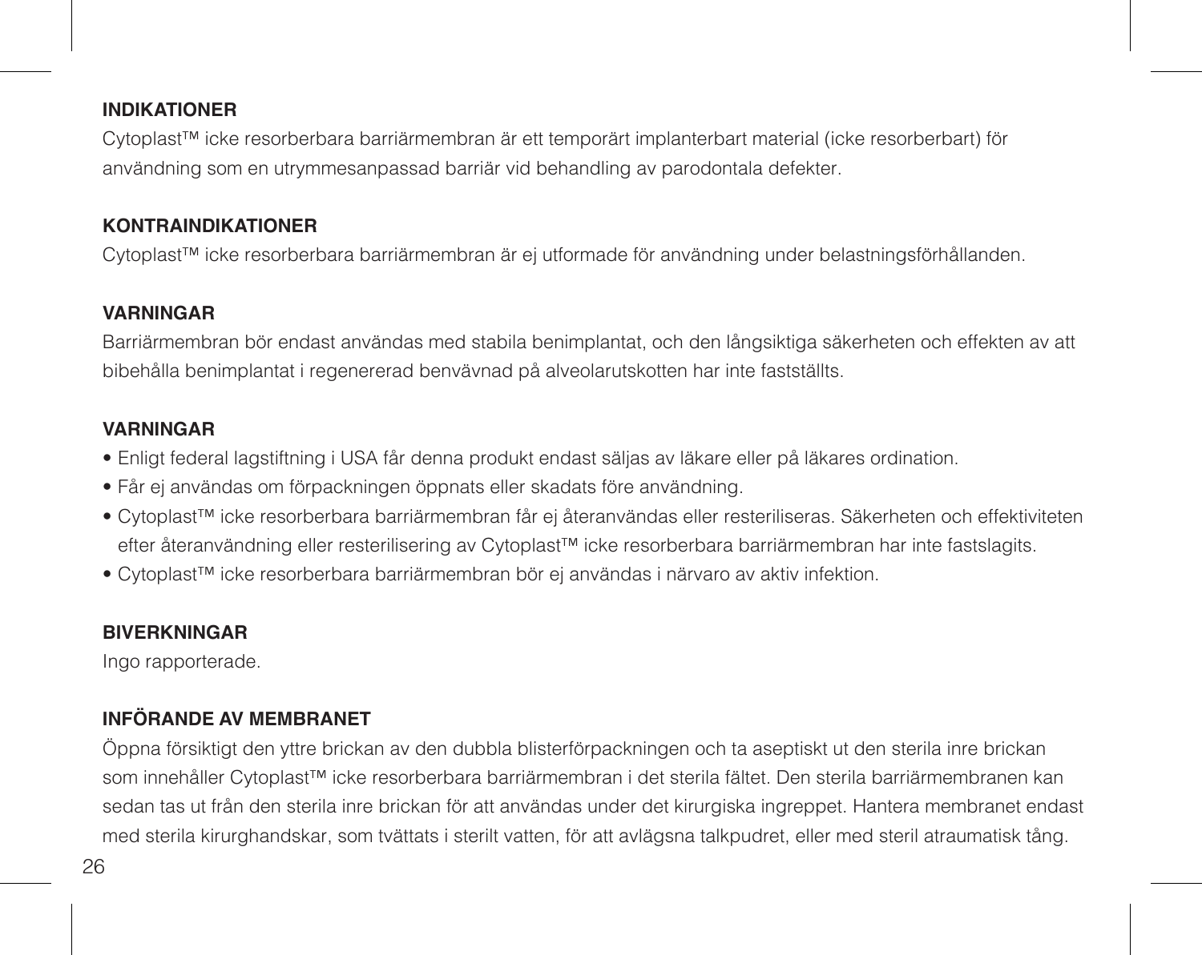## INDIKATIONER

Cytoplast™ icke resorberbara barriärmembran är ett temporärt implanterbart material (icke resorberbart) för användning som en utrymmesanpassad barriär vid behandling av parodontala defekter.

## KONTRAINDIKATIONER

Cytoplast™ icke resorberbara barriärmembran är ej utformade för användning under belastningsförhållanden.

## VARNINGAR

Barriärmembran bör endast användas med stabila benimplantat, och den långsiktiga säkerheten och effekten av att bibehålla benimplantat i regenererad benvävnad på alveolarutskotten har inte fastställts.

## VARNINGAR

- Enligt federal lagstiftning i USA får denna produkt endast säljas av läkare eller på läkares ordination.
- Får ej användas om förpackningen öppnats eller skadats före användning.
- Cytoplast™ icke resorberbara barriärmembran får ej återanvändas eller resteriliseras. Säkerheten och effektiviteten efter återanvändning eller resterilisering av Cytoplast™ icke resorberbara barriärmembran har inte fastslagits.
- Cytoplast™ icke resorberbara barriärmembran bör ej användas i närvaro av aktiv infektion.

## BIVERKNINGAR

Ingo rapporterade.

## INFÖRANDE AV MEMBRANET

Öppna försiktigt den yttre brickan av den dubbla blisterförpackningen och ta aseptiskt ut den sterila inre brickan som innehåller Cytoplast™ icke resorberbara barriärmembran i det sterila fältet. Den sterila barriärmembranen kan sedan tas ut från den sterila inre brickan för att användas under det kirurgiska ingreppet. Hantera membranet endast med sterila kirurghandskar, som tvättats i sterilt vatten, för att avlägsna talkpudret, eller med steril atraumatisk tång.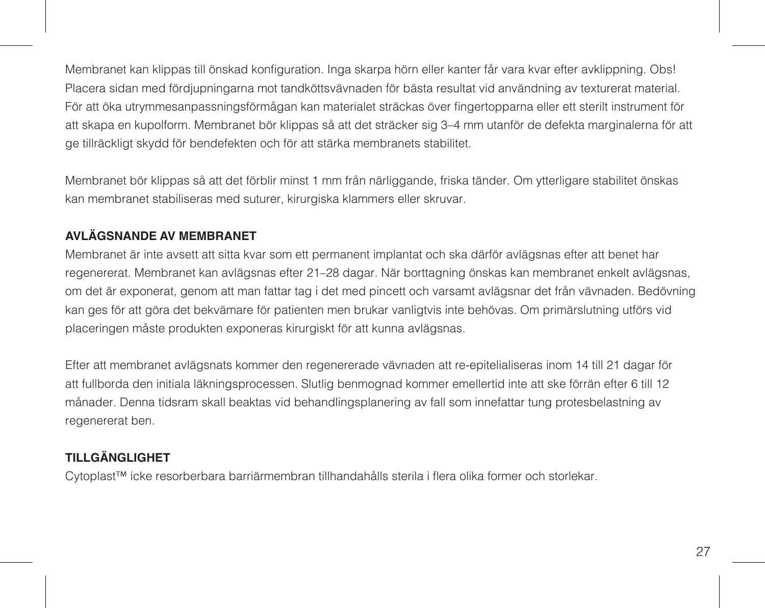Membranet kan klippas till önskad konfiguration. Inga skarpa hörn eller kanter får vara kvar efter avklippning. Obs! Placera sidan med fördjupningarna mot tandköttsvävnaden för bästa resultat vid användning av texturerat material. För att öka utrymmesanpassningsförmågan kan materialet sträckas över fingertopparna eller ett sterilt instrument för att skapa en kupolform. Membranet bör klippas så att det sträcker sig 3–4 mm utanför de defekta marginalerna för att ge tillräckligt skydd för bendefekten och för att stärka membranets stabilitet.

Membranet bör klippas så att det förblir minst 1 mm från närliggande, friska tänder. Om ytterligare stabilitet önskas kan membranet stabiliseras med suturer, kirurgiska klammers eller skruvar.

**AVLÄGSNANDE AV MEMBRANET**

Membranet är inte avsett att sitta kvar som ett permanent implantat och ska därför avlägsnas efter att benet har regenererat. Membranet kan avlägsnas efter 21–28 dagar. När borttagning önskas kan membranet enkelt avlägsnas, om det är exponerat, genom att man fattar tag i det med pincett och varsamt avlägsnar det från vävnaden. Bedövning kan ges för att göra det bekvämare för patienten men brukar vanligtvis inte behövas. Om primärslutning utförs vid placeringen måste produkten exponeras kirurgiskt för att kunna avlägsnas.

Efter att membranet avlägsnats kommer den regenererade vävnaden att re-epitelialiseras inom 14 till 21 dagar för att fullborda den initiala läkningsprocessen. Slutlig benmognad kommer emellertid inte att ske förrän efter 6 till 12 månader. Denna tidsram skall beaktas vid behandlingsplanering av fall som innefattar tung protesbelastning av regenererat ben.

**TILLGÄNGLIGHET**

Cytoplast™ icke resorberbara barriärmembran tillhandahålls sterila i flera olika former och storlekar.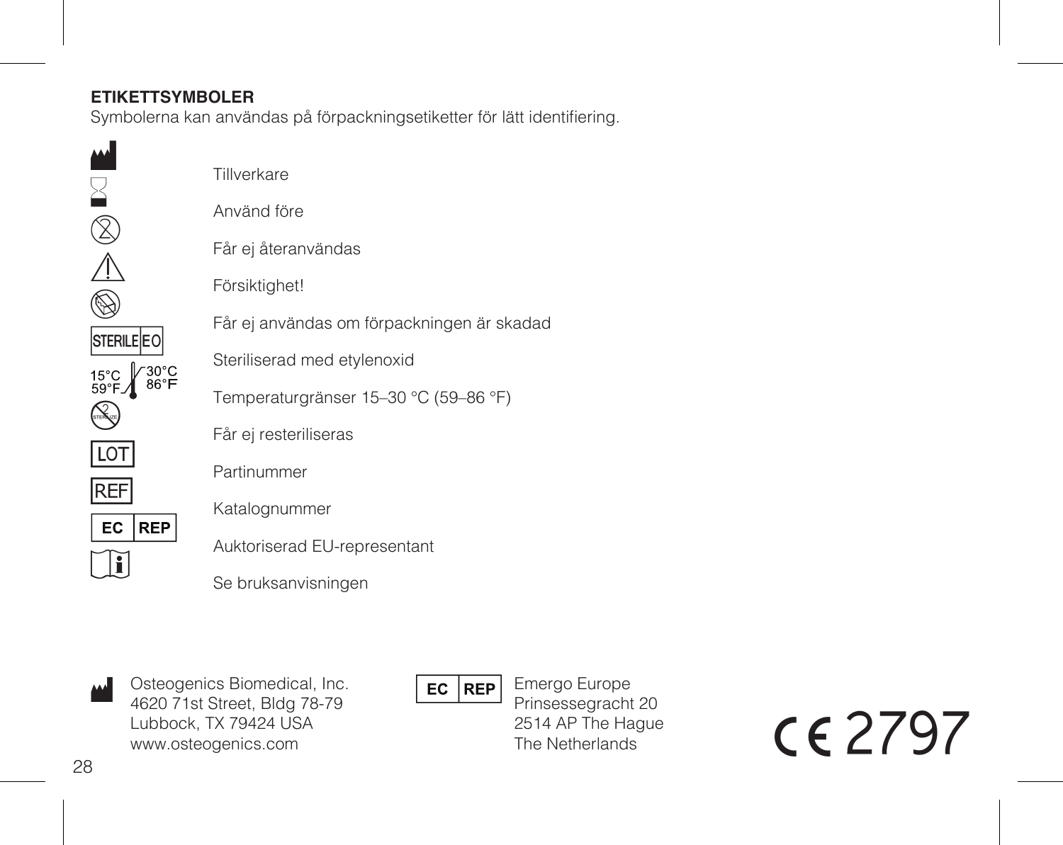**ETIKETTSYMBOLER**

Symbolerna kan användas på förpackningsetiketter för lätt identifiering.

| | |
|---|---|
| | Tillverkare |
| | Använd före |
| | Får ej återanvändas |
| | Försiktighet! |
| | Får ej användas om förpackningen är skadad |
| STERILE EO | Steriliserad med etylenoxid |
| 15°C 59°F 30°C 86°F | Temperaturgränser 15–30 °C (59–86 °F) |
| STERILIZE | Får ej resteriliseras |
| LOT | Partinummer |
| REF | Katalognummer |
| EC REP | Auktoriserad EU-representant |
| | Se bruksanvisningen |

Osteogenics Biomedical, Inc.
4620 71st Street, Bldg 78-79
Lubbock, TX 79424 USA
www.osteogenics.com

EC REP
Emergo Europe
Prinsessegracht 20
2514 AP The Hague
The Netherlands

CE 2797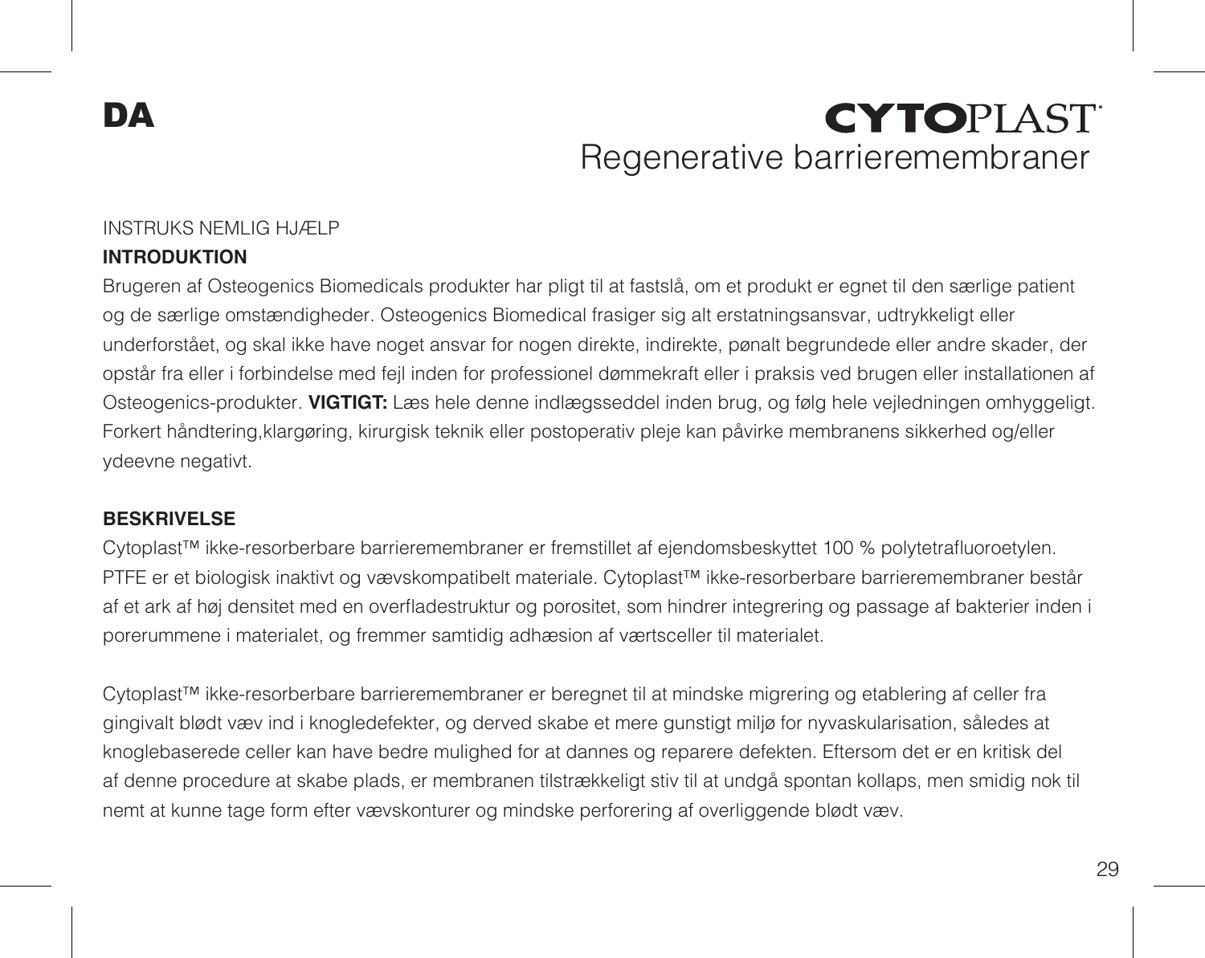# DA

# CYTOPLAST®
## Regenerative barrieremembraner

INSTRUKS NEMLIG HJÆLP

**INTRODUKTION**

Brugeren af Osteogenics Biomedicals produkter har pligt til at fastslå, om et produkt er egnet til den særlige patient og de særlige omstændigheder. Osteogenics Biomedical frasiger sig alt erstatningsansvar, udtrykkeligt eller underforstået, og skal ikke have noget ansvar for nogen direkte, indirekte, pønalt begrundede eller andre skader, der opstår fra eller i forbindelse med fejl inden for professionel dømmekraft eller i praksis ved brugen eller installationen af Osteogenics-produkter. **VIGTIGT:** Læs hele denne indlægsseddel inden brug, og følg hele vejledningen omhyggeligt. Forkert håndtering,klargøring, kirurgisk teknik eller postoperativ pleje kan påvirke membranens sikkerhed og/eller ydeevne negativt.

**BESKRIVELSE**

Cytoplast™ ikke-resorberbare barrieremembraner er fremstillet af ejendomsbeskyttet 100 % polytetrafluoroetylen. PTFE er et biologisk inaktivt og vævskompatibelt materiale. Cytoplast™ ikke-resorberbare barrieremembraner består af et ark af høj densitet med en overfladestruktur og porositet, som hindrer integrering og passage af bakterier inden i porerummene i materialet, og fremmer samtidig adhæsion af værtsceller til materialet.

Cytoplast™ ikke-resorberbare barrieremembraner er beregnet til at mindske migrering og etablering af celler fra gingivalt blødt væv ind i knogledefekter, og derved skabe et mere gunstigt miljø for nyvaskularisation, således at knoglebaserede celler kan have bedre mulighed for at dannes og reparere defekten. Eftersom det er en kritisk del af denne procedure at skabe plads, er membranen tilstrækkeligt stiv til at undgå spontan kollaps, men smidig nok til nemt at kunne tage form efter vævskonturer og mindske perforering af overliggende blødt væv.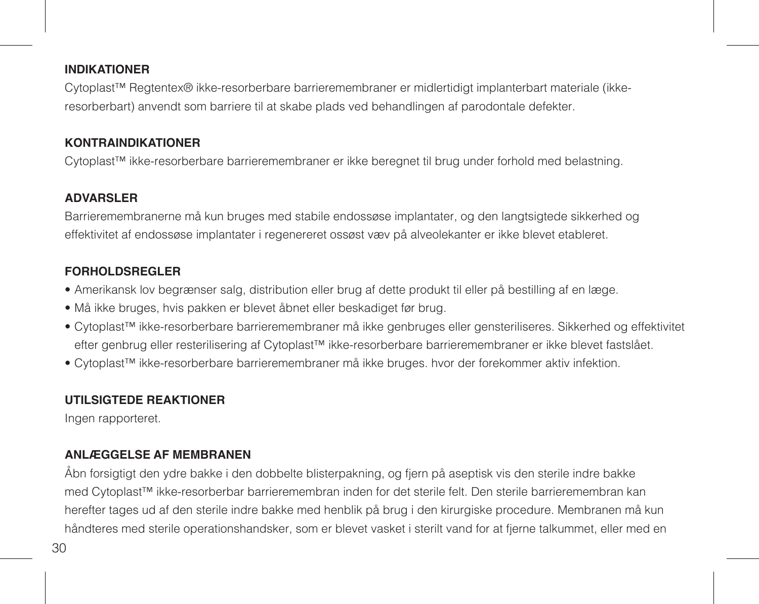## INDIKATIONER

Cytoplast™ Regtentex® ikke-resorberbare barrieremembraner er midlertidigt implanterbart materiale (ikke-resorberbart) anvendt som barriere til at skabe plads ved behandlingen af parodontale defekter.

## KONTRAINDIKATIONER

Cytoplast™ ikke-resorberbare barrieremembraner er ikke beregnet til brug under forhold med belastning.

## ADVARSLER

Barrieremembranerne må kun bruges med stabile endossøse implantater, og den langtsigtede sikkerhed og effektivitet af endossøse implantater i regenereret ossøst væv på alveolekanter er ikke blevet etableret.

## FORHOLDSREGLER

- Amerikansk lov begrænser salg, distribution eller brug af dette produkt til eller på bestilling af en læge.
- Må ikke bruges, hvis pakken er blevet åbnet eller beskadiget før brug.
- Cytoplast™ ikke-resorberbare barrieremembraner må ikke genbruges eller gensteriliseres. Sikkerhed og effektivitet efter genbrug eller resterilisering af Cytoplast™ ikke-resorberbare barrieremembraner er ikke blevet fastslået.
- Cytoplast™ ikke-resorberbare barrieremembraner må ikke bruges. hvor der forekommer aktiv infektion.

## UTILSIGTEDE REAKTIONER

Ingen rapporteret.

## ANLÆGGELSE AF MEMBRANEN

Åbn forsigtigt den ydre bakke i den dobbelte blisterpakning, og fjern på aseptisk vis den sterile indre bakke med Cytoplast™ ikke-resorberbar barrieremembran inden for det sterile felt. Den sterile barrieremembran kan herefter tages ud af den sterile indre bakke med henblik på brug i den kirurgiske procedure. Membranen må kun håndteres med sterile operationshandsker, som er blevet vasket i sterilt vand for at fjerne talkummet, eller med en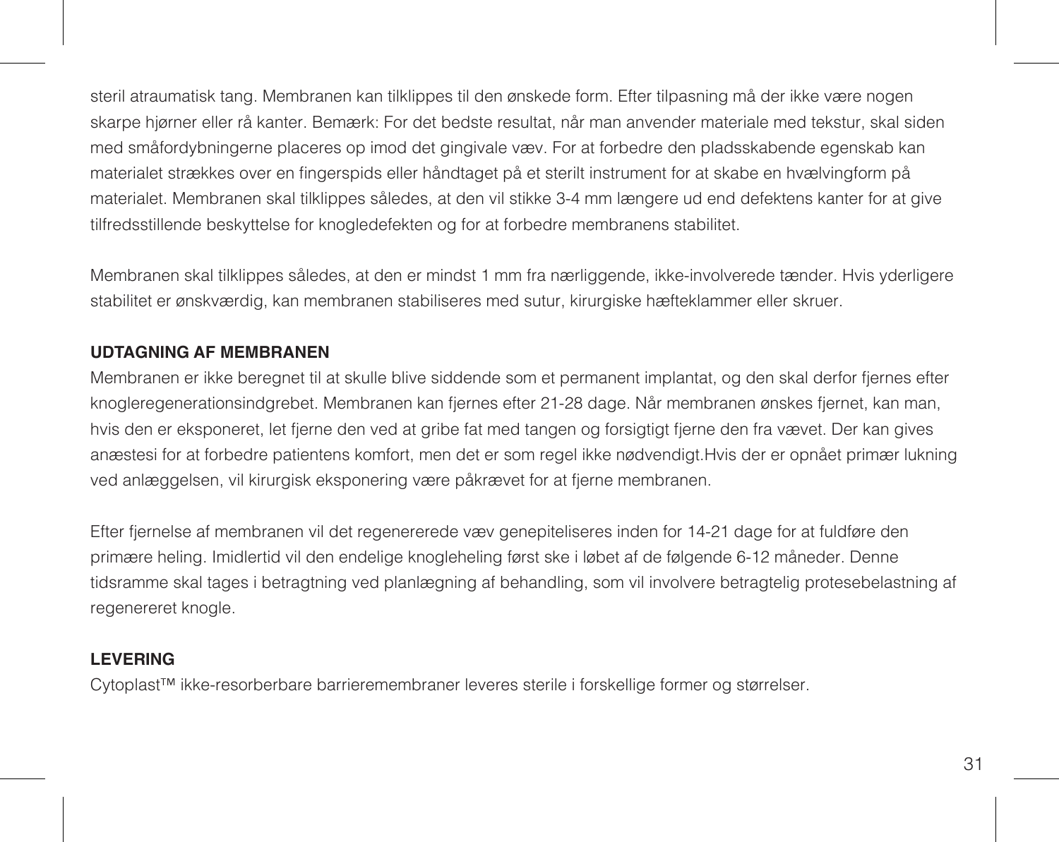steril atraumatisk tang. Membranen kan tilklippes til den ønskede form. Efter tilpasning må der ikke være nogen skarpe hjørner eller rå kanter. Bemærk: For det bedste resultat, når man anvender materiale med tekstur, skal siden med småfordybningerne placeres op imod det gingivale væv. For at forbedre den pladsskabende egenskab kan materialet strækkes over en fingerspids eller håndtaget på et sterilt instrument for at skabe en hvælvingform på materialet. Membranen skal tilklippes således, at den vil stikke 3-4 mm længere ud end defektens kanter for at give tilfredsstillende beskyttelse for knogledefekten og for at forbedre membranens stabilitet.

Membranen skal tilklippes således, at den er mindst 1 mm fra nærliggende, ikke-involverede tænder. Hvis yderligere stabilitet er ønskværdig, kan membranen stabiliseres med sutur, kirurgiske hæfteklammer eller skruer.

**UDTAGNING AF MEMBRANEN**

Membranen er ikke beregnet til at skulle blive siddende som et permanent implantat, og den skal derfor fjernes efter knogleregenerationsindgrebet. Membranen kan fjernes efter 21-28 dage. Når membranen ønskes fjernet, kan man, hvis den er eksponeret, let fjerne den ved at gribe fat med tangen og forsigtigt fjerne den fra vævet. Der kan gives anæstesi for at forbedre patientens komfort, men det er som regel ikke nødvendigt.Hvis der er opnået primær lukning ved anlæggelsen, vil kirurgisk eksponering være påkrævet for at fjerne membranen.

Efter fjernelse af membranen vil det regenererede væv genepiteliseres inden for 14-21 dage for at fuldføre den primære heling. Imidlertid vil den endelige knogleheling først ske i løbet af de følgende 6-12 måneder. Denne tidsramme skal tages i betragtning ved planlægning af behandling, som vil involvere betragtelig protesebelastning af regenereret knogle.

**LEVERING**

Cytoplast™ ikke-resorberbare barrieremembraner leveres sterile i forskellige former og størrelser.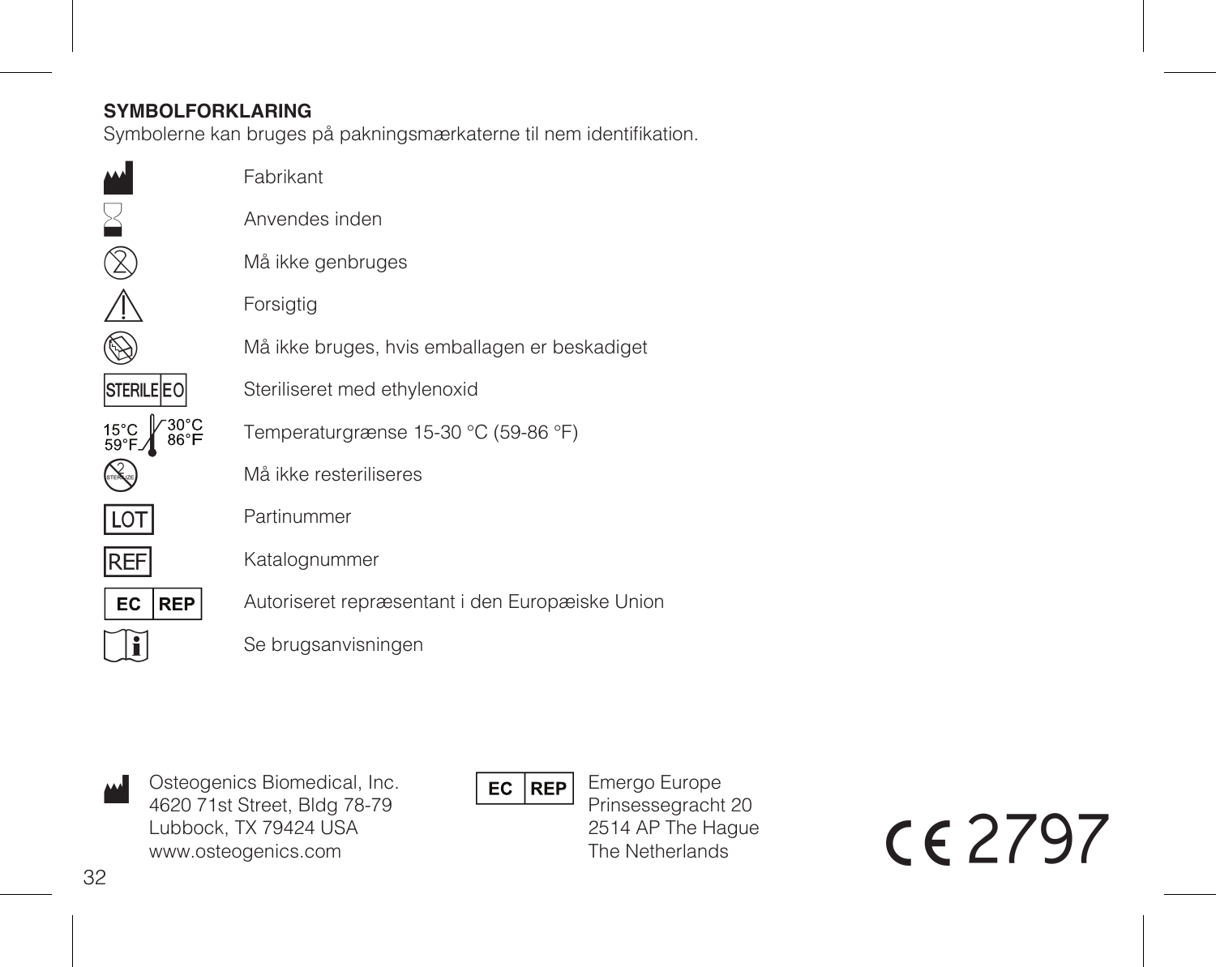**SYMBOLFORKLARING**

Symbolerne kan bruges på pakningsmærkaterne til nem identifikation.

| | |
|---|---|
| | Fabrikant |
| | Anvendes inden |
| | Må ikke genbruges |
| | Forsigtig |
| | Må ikke bruges, hvis emballagen er beskadiget |
| STERILE EO | Steriliseret med ethylenoxid |
| 15°C 59°F 30°C 86°F | Temperaturgrænse 15-30 °C (59-86 °F) |
| STERILIZE | Må ikke resteriliseres |
| LOT | Partinummer |
| REF | Katalognummer |
| EC REP | Autoriseret repræsentant i den Europæiske Union |
| | Se brugsanvisningen |

Osteogenics Biomedical, Inc.
4620 71st Street, Bldg 78-79
Lubbock, TX 79424 USA
www.osteogenics.com

EC REP
Emergo Europe
Prinsessegracht 20
2514 AP The Hague
The Netherlands

CE 2797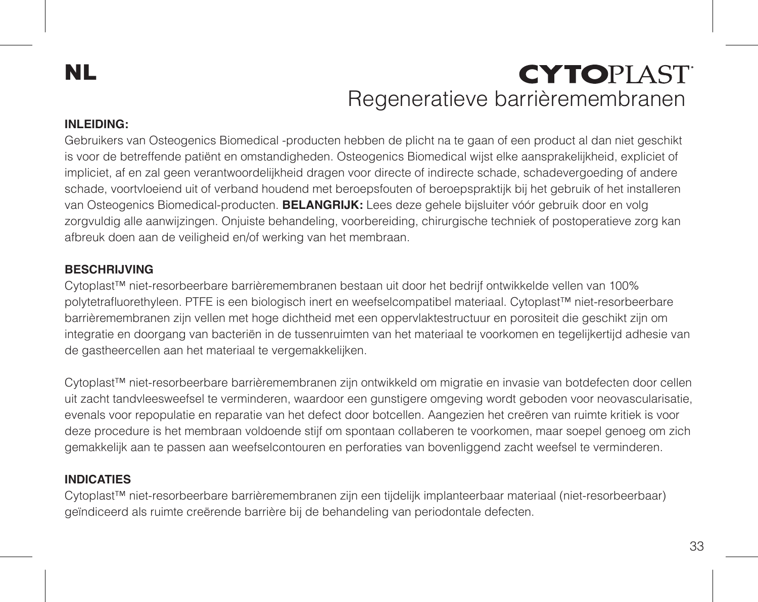NL

# CYTOPLAST™
## Regeneratieve barrièremembranen

**INLEIDING:**

Gebruikers van Osteogenics Biomedical -producten hebben de plicht na te gaan of een product al dan niet geschikt is voor de betreffende patiënt en omstandigheden. Osteogenics Biomedical wijst elke aansprakelijkheid, expliciet of impliciet, af en zal geen verantwoordelijkheid dragen voor directe of indirecte schade, schadevergoeding of andere schade, voortvloeiend uit of verband houdend met beroepsfouten of beroepspraktijk bij het gebruik of het installeren van Osteogenics Biomedical-producten. **BELANGRIJK:** Lees deze gehele bijsluiter vóór gebruik door en volg zorgvuldig alle aanwijzingen. Onjuiste behandeling, voorbereiding, chirurgische techniek of postoperatieve zorg kan afbreuk doen aan de veiligheid en/of werking van het membraan.

**BESCHRIJVING**

Cytoplast™ niet-resorbeerbare barrièremembranen bestaan uit door het bedrijf ontwikkelde vellen van 100% polytetrafluorethyleen. PTFE is een biologisch inert en weefselcompatibel materiaal. Cytoplast™ niet-resorbeerbare barrièremembranen zijn vellen met hoge dichtheid met een oppervlaktestructuur en porositeit die geschikt zijn om integratie en doorgang van bacteriën in de tussenruimten van het materiaal te voorkomen en tegelijkertijd adhesie van de gastheercellen aan het materiaal te vergemakkelijken.

Cytoplast™ niet-resorbeerbare barrièremembranen zijn ontwikkeld om migratie en invasie van botdefecten door cellen uit zacht tandvleesweefsel te verminderen, waardoor een gunstigere omgeving wordt geboden voor neovascularisatie, evenals voor repopulatie en reparatie van het defect door botcellen. Aangezien het creëren van ruimte kritiek is voor deze procedure is het membraan voldoende stijf om spontaan collaberen te voorkomen, maar soepel genoeg om zich gemakkelijk aan te passen aan weefselcontouren en perforaties van bovenliggend zacht weefsel te verminderen.

**INDICATIES**

Cytoplast™ niet-resorbeerbare barrièremembranen zijn een tijdelijk implanteerbaar materiaal (niet-resorbeerbaar) geïndiceerd als ruimte creërende barrière bij de behandeling van periodontale defecten.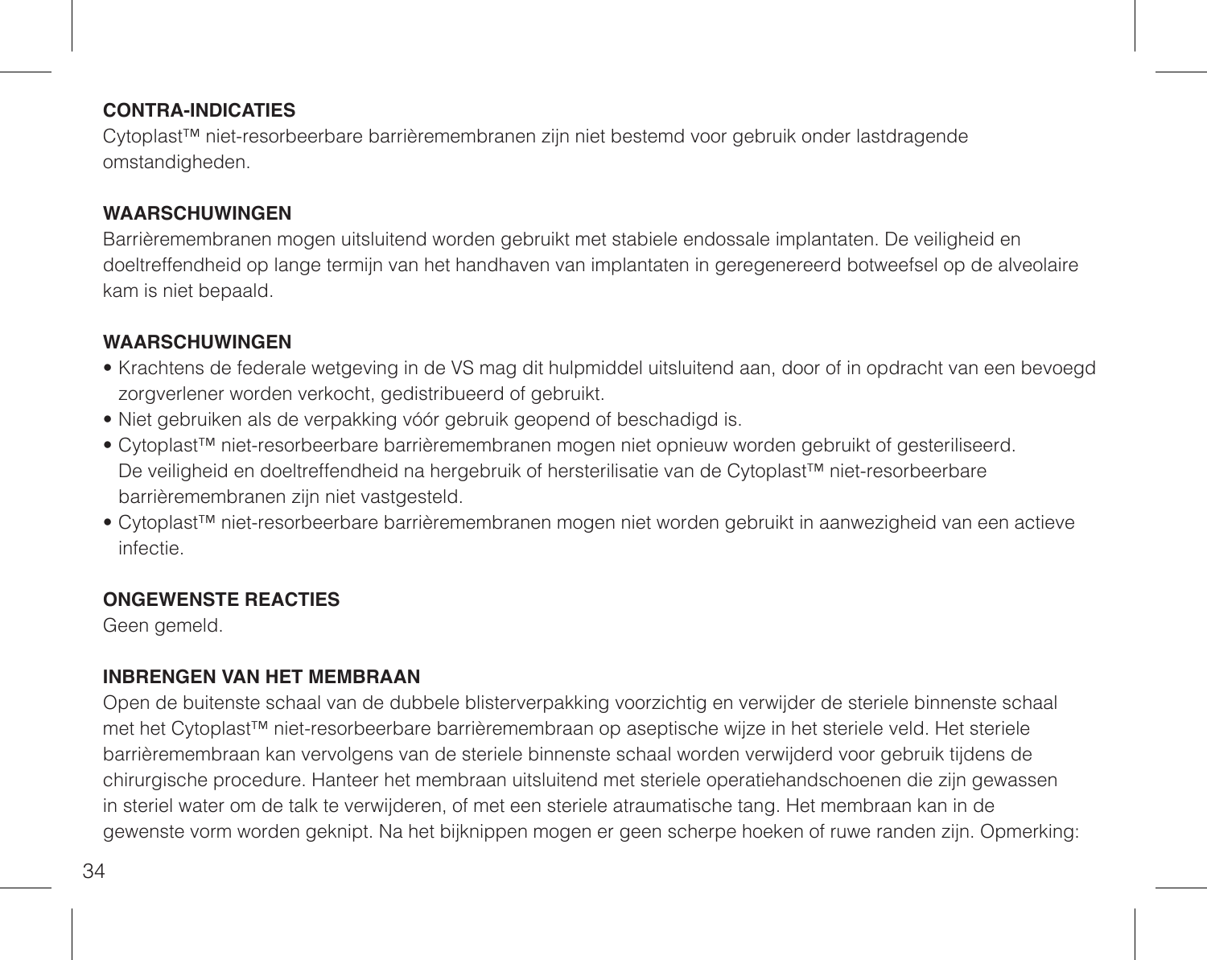### CONTRA-INDICATIES

Cytoplast™ niet-resorbeerbare barrièremembranen zijn niet bestemd voor gebruik onder lastdragende omstandigheden.

### WAARSCHUWINGEN

Barrièremembranen mogen uitsluitend worden gebruikt met stabiele endossale implantaten. De veiligheid en doeltreffendheid op lange termijn van het handhaven van implantaten in geregenereerd botweefsel op de alveolaire kam is niet bepaald.

### WAARSCHUWINGEN

- Krachtens de federale wetgeving in de VS mag dit hulpmiddel uitsluitend aan, door of in opdracht van een bevoegd zorgverlener worden verkocht, gedistribueerd of gebruikt.
- Niet gebruiken als de verpakking vóór gebruik geopend of beschadigd is.
- Cytoplast™ niet-resorbeerbare barrièremembranen mogen niet opnieuw worden gebruikt of gesteriliseerd. De veiligheid en doeltreffendheid na hergebruik of hersterilisatie van de Cytoplast™ niet-resorbeerbare barrièremembranen zijn niet vastgesteld.
- Cytoplast™ niet-resorbeerbare barrièremembranen mogen niet worden gebruikt in aanwezigheid van een actieve infectie.

### ONGEWENSTE REACTIES

Geen gemeld.

### INBRENGEN VAN HET MEMBRAAN

Open de buitenste schaal van de dubbele blisterverpakking voorzichtig en verwijder de steriele binnenste schaal met het Cytoplast™ niet-resorbeerbare barrièremembraan op aseptische wijze in het steriele veld. Het steriele barrièremembraan kan vervolgens van de steriele binnenste schaal worden verwijderd voor gebruik tijdens de chirurgische procedure. Hanteer het membraan uitsluitend met steriele operatiehandschoenen die zijn gewassen in steriel water om de talk te verwijderen, of met een steriele atraumatische tang. Het membraan kan in de gewenste vorm worden geknipt. Na het bijknippen mogen er geen scherpe hoeken of ruwe randen zijn. Opmerking: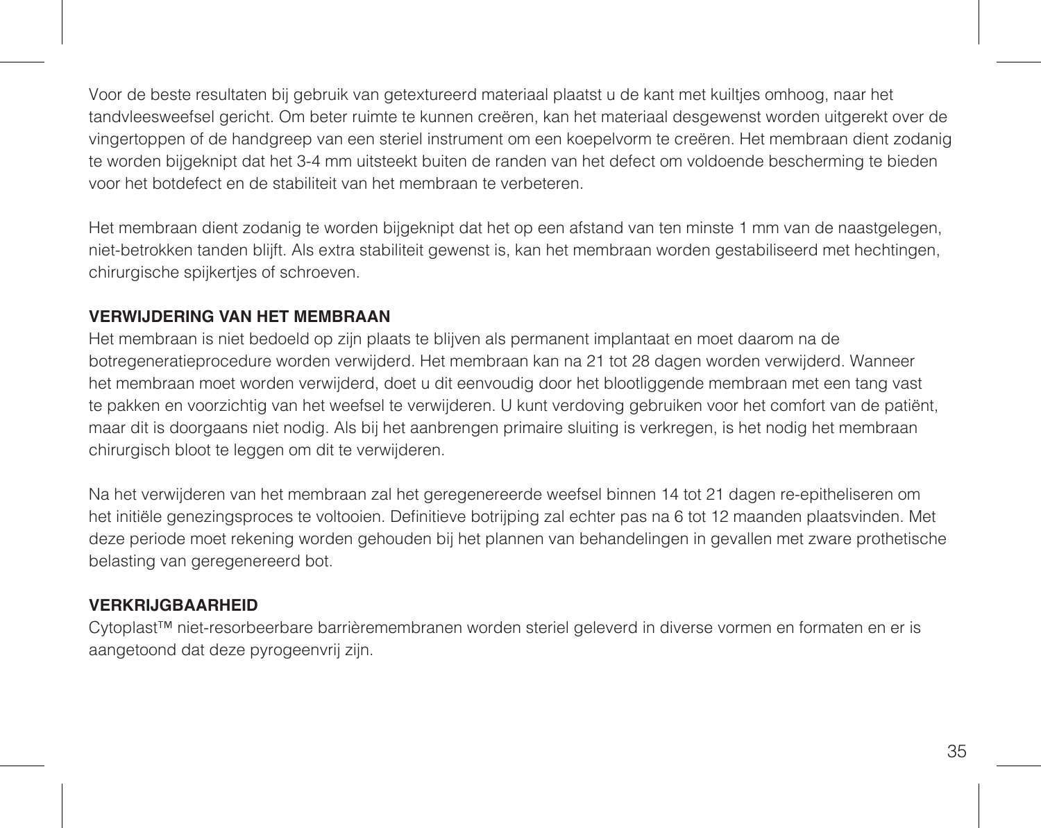Voor de beste resultaten bij gebruik van getextureerd materiaal plaatst u de kant met kuiltjes omhoog, naar het tandvleesweefsel gericht. Om beter ruimte te kunnen creëren, kan het materiaal desgewenst worden uitgerekt over de vingertoppen of de handgreep van een steriel instrument om een koepelvorm te creëren. Het membraan dient zodanig te worden bijgeknipt dat het 3-4 mm uitsteekt buiten de randen van het defect om voldoende bescherming te bieden voor het botdefect en de stabiliteit van het membraan te verbeteren.

Het membraan dient zodanig te worden bijgeknipt dat het op een afstand van ten minste 1 mm van de naastgelegen, niet-betrokken tanden blijft. Als extra stabiliteit gewenst is, kan het membraan worden gestabiliseerd met hechtingen, chirurgische spijkertjes of schroeven.

**VERWIJDERING VAN HET MEMBRAAN**

Het membraan is niet bedoeld op zijn plaats te blijven als permanent implantaat en moet daarom na de botregeneratieprocedure worden verwijderd. Het membraan kan na 21 tot 28 dagen worden verwijderd. Wanneer het membraan moet worden verwijderd, doet u dit eenvoudig door het blootliggende membraan met een tang vast te pakken en voorzichtig van het weefsel te verwijderen. U kunt verdoving gebruiken voor het comfort van de patiënt, maar dit is doorgaans niet nodig. Als bij het aanbrengen primaire sluiting is verkregen, is het nodig het membraan chirurgisch bloot te leggen om dit te verwijderen.

Na het verwijderen van het membraan zal het geregenereerde weefsel binnen 14 tot 21 dagen re-epitheliseren om het initiële genezingsproces te voltooien. Definitieve botrijping zal echter pas na 6 tot 12 maanden plaatsvinden. Met deze periode moet rekening worden gehouden bij het plannen van behandelingen in gevallen met zware prothetische belasting van geregenereerd bot.

**VERKRIJGBAARHEID**

Cytoplast™ niet-resorbeerbare barrièremembranen worden steriel geleverd in diverse vormen en formaten en er is aangetoond dat deze pyrogeenvrij zijn.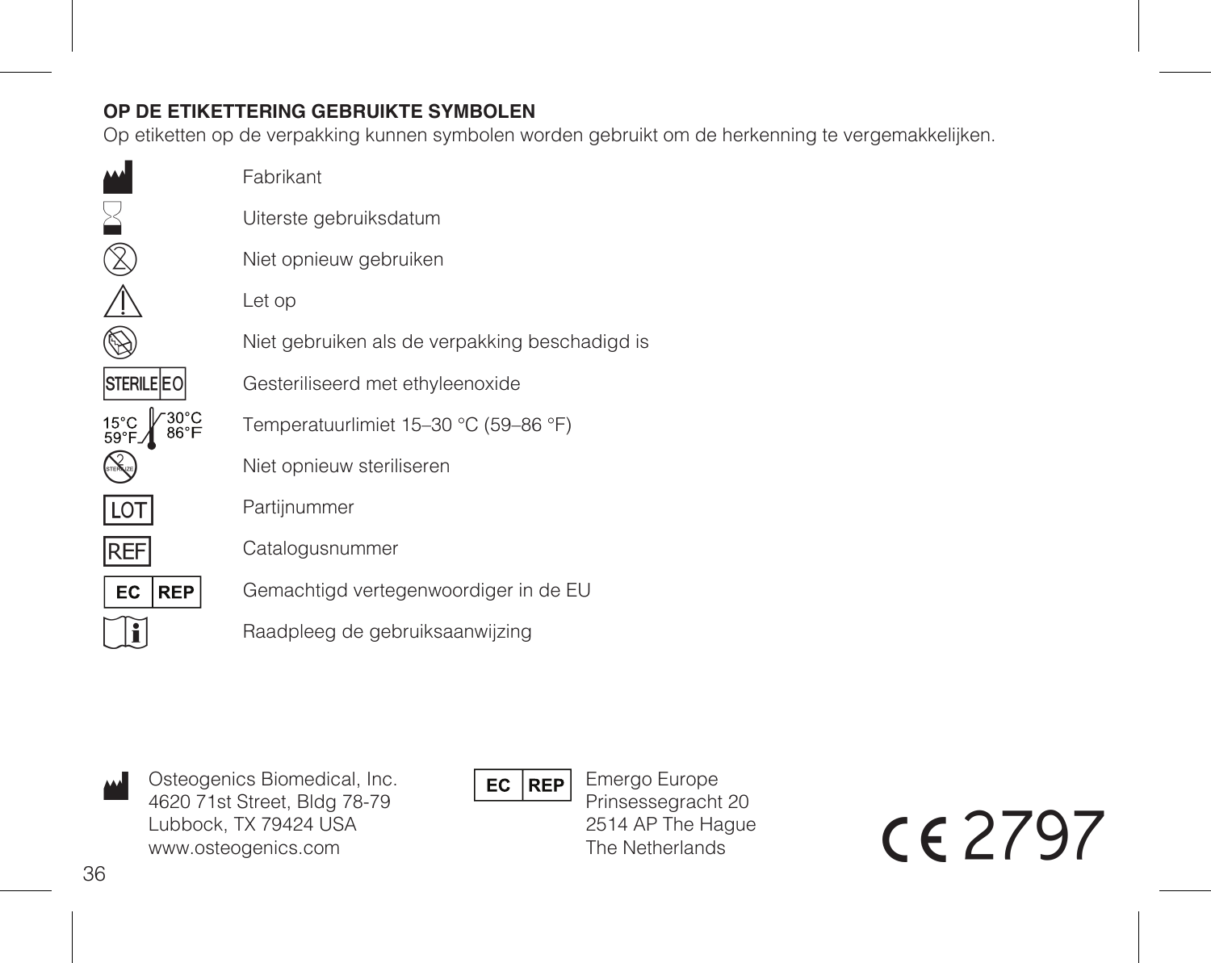## OP DE ETIKETTERING GEBRUIKTE SYMBOLEN

Op etiketten op de verpakking kunnen symbolen worden gebruikt om de herkenning te vergemakkelijken.

| Symbool | Betekenis |
|---|---|
| | Fabrikant |
| | Uiterste gebruiksdatum |
| | Niet opnieuw gebruiken |
| | Let op |
| | Niet gebruiken als de verpakking beschadigd is |
| STERILE EO | Gesteriliseerd met ethyleenoxide |
| 15°C 59°F – 30°C 86°F | Temperatuurlimiet 15–30 °C (59–86 °F) |
| STERILIZE | Niet opnieuw steriliseren |
| LOT | Partijnummer |
| REF | Catalogusnummer |
| EC REP | Gemachtigd vertegenwoordiger in de EU |
| | Raadpleeg de gebruiksaanwijzing |

Osteogenics Biomedical, Inc.
4620 71st Street, Bldg 78-79
Lubbock, TX 79424 USA
www.osteogenics.com

EC REP
Emergo Europe
Prinsessegracht 20
2514 AP The Hague
The Netherlands

CE 2797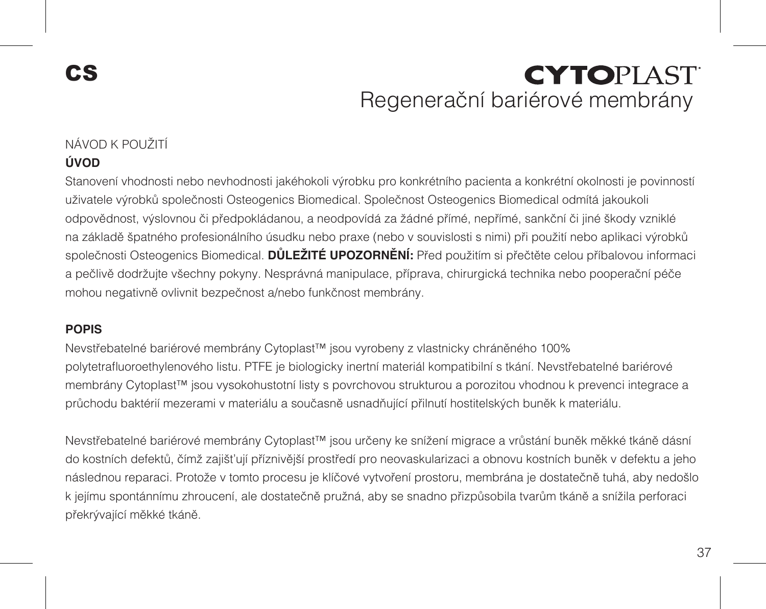# CS

# CYTOPLAST®
## Regenerační bariérové membrány

NÁVOD K POUŽITÍ

**ÚVOD**

Stanovení vhodnosti nebo nevhodnosti jakéhokoli výrobku pro konkrétního pacienta a konkrétní okolnosti je povinností uživatele výrobků společnosti Osteogenics Biomedical. Společnost Osteogenics Biomedical odmítá jakoukoli odpovědnost, výslovnou či předpokládanou, a neodpovídá za žádné přímé, nepřímé, sankční či jiné škody vzniklé na základě špatného profesionálního úsudku nebo praxe (nebo v souvislosti s nimi) při použití nebo aplikaci výrobků společnosti Osteogenics Biomedical. **DŮLEŽITÉ UPOZORNĚNÍ:** Před použitím si přečtěte celou příbalovou informaci a pečlivě dodržujte všechny pokyny. Nesprávná manipulace, příprava, chirurgická technika nebo pooperační péče mohou negativně ovlivnit bezpečnost a/nebo funkčnost membrány.

**POPIS**

Nevstřebatelné bariérové membrány Cytoplast™ jsou vyrobeny z vlastnicky chráněného 100% polytetrafluoroethylenového listu. PTFE je biologicky inertní materiál kompatibilní s tkání. Nevstřebatelné bariérové membrány Cytoplast™ jsou vysokohustotní listy s povrchovou strukturou a porozitou vhodnou k prevenci integrace a průchodu baktérií mezerami v materiálu a současně usnadňující přilnutí hostitelských buněk k materiálu.

Nevstřebatelné bariérové membrány Cytoplast™ jsou určeny ke snížení migrace a vrůstání buněk měkké tkáně dásní do kostních defektů, čímž zajišťují příznivější prostředí pro neovaskularizaci a obnovu kostních buněk v defektu a jeho následnou reparaci. Protože v tomto procesu je klíčové vytvoření prostoru, membrána je dostatečně tuhá, aby nedošlo k jejímu spontánnímu zhroucení, ale dostatečně pružná, aby se snadno přizpůsobila tvarům tkáně a snížila perforaci překrývající měkké tkáně.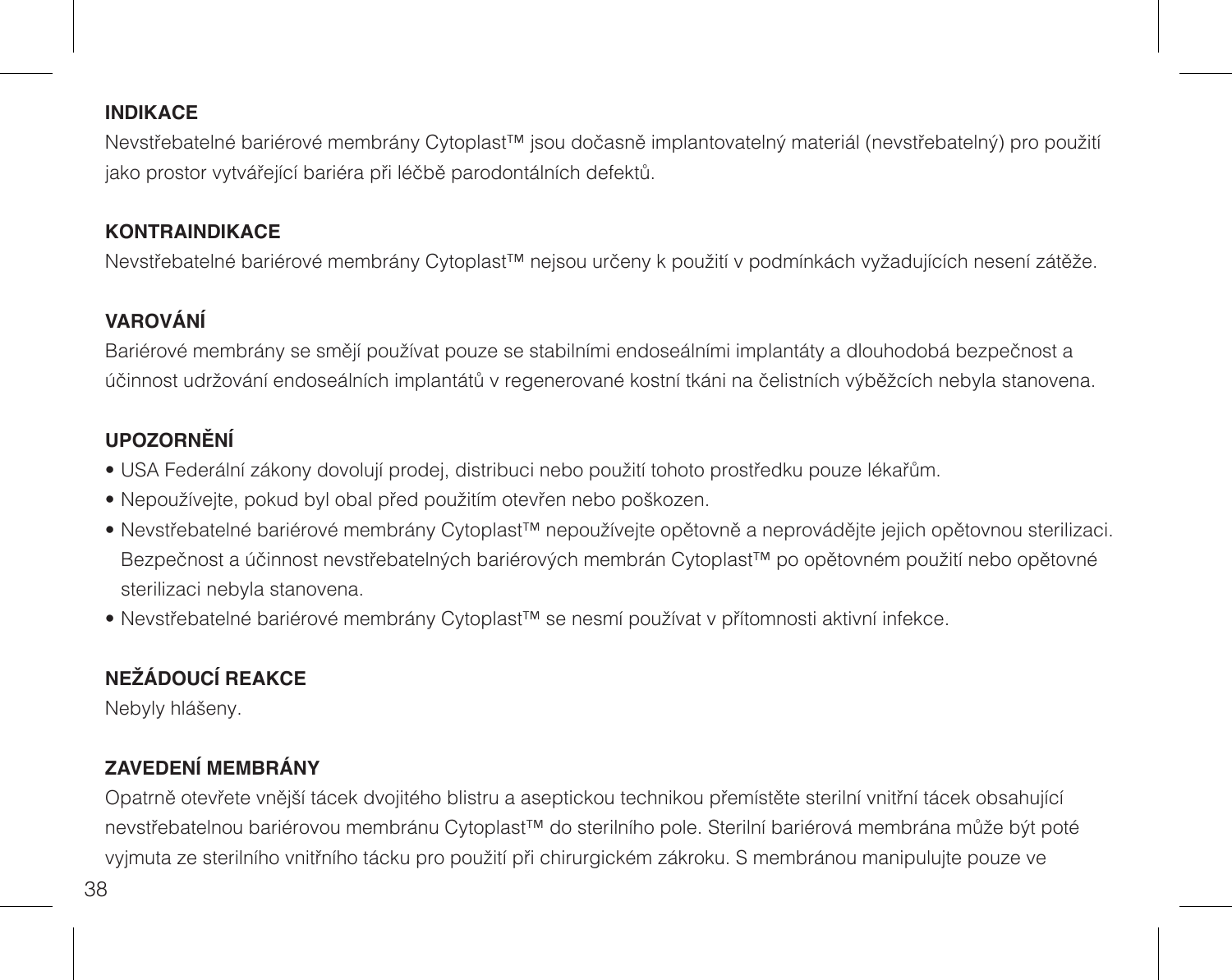**INDIKACE**

Nevstřebatelné bariérové membrány Cytoplast™ jsou dočasně implantovatelný materiál (nevstřebatelný) pro použití jako prostor vytvářející bariéra při léčbě parodontálních defektů.

**KONTRAINDIKACE**

Nevstřebatelné bariérové membrány Cytoplast™ nejsou určeny k použití v podmínkách vyžadujících nesení zátěže.

**VAROVÁNÍ**

Bariérové membrány se smějí používat pouze se stabilními endoseálními implantáty a dlouhodobá bezpečnost a účinnost udržování endoseálních implantátů v regenerované kostní tkáni na čelistních výběžcích nebyla stanovena.

**UPOZORNĚNÍ**

- USA Federální zákony dovolují prodej, distribuci nebo použití tohoto prostředku pouze lékařům.
- Nepoužívejte, pokud byl obal před použitím otevřen nebo poškozen.
- Nevstřebatelné bariérové membrány Cytoplast™ nepoužívejte opětovně a neprovádějte jejich opětovnou sterilizaci. Bezpečnost a účinnost nevstřebatelných bariérových membrán Cytoplast™ po opětovném použití nebo opětovné sterilizaci nebyla stanovena.
- Nevstřebatelné bariérové membrány Cytoplast™ se nesmí používat v přítomnosti aktivní infekce.

**NEŽÁDOUCÍ REAKCE**

Nebyly hlášeny.

**ZAVEDENÍ MEMBRÁNY**

Opatrně otevřete vnější tácek dvojitého blistru a aseptickou technikou přemístěte sterilní vnitřní tácek obsahující nevstřebatelnou bariérovou membránu Cytoplast™ do sterilního pole. Sterilní bariérová membrána může být poté vyjmuta ze sterilního vnitřního tácku pro použití při chirurgickém zákroku. S membránou manipulujte pouze ve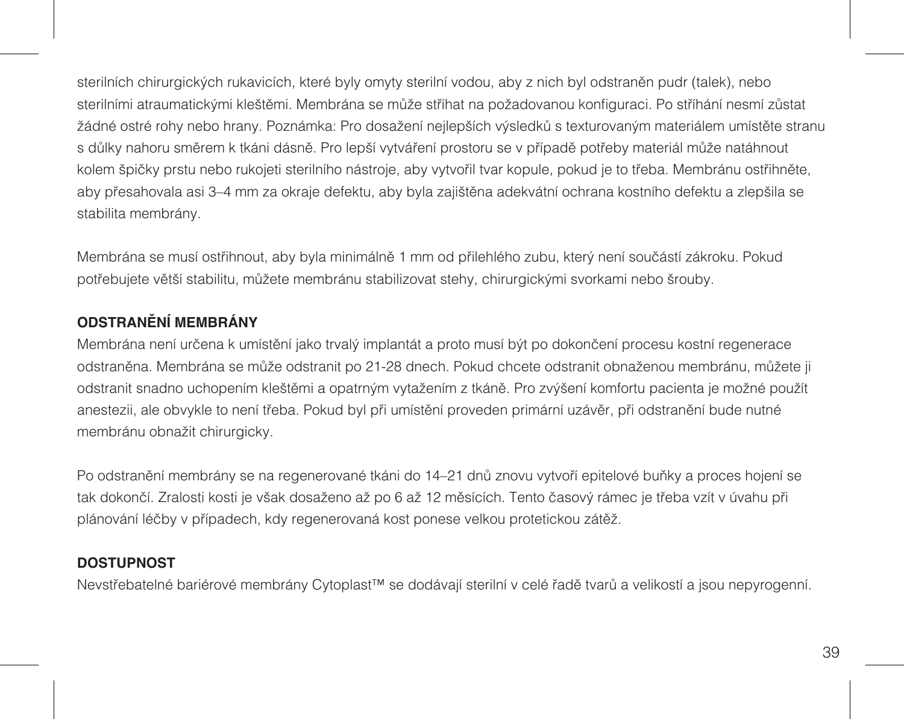sterilních chirurgických rukavicích, které byly omyty sterilní vodou, aby z nich byl odstraněn pudr (talek), nebo sterilními atraumatickými kleštěmi. Membrána se může stříhat na požadovanou konfiguraci. Po stříhání nesmí zůstat žádné ostré rohy nebo hrany. Poznámka: Pro dosažení nejlepších výsledků s texturovaným materiálem umístěte stranu s důlky nahoru směrem k tkáni dásně. Pro lepší vytváření prostoru se v případě potřeby materiál může natáhnout kolem špičky prstu nebo rukojeti sterilního nástroje, aby vytvořil tvar kopule, pokud je to třeba. Membránu ostřihněte, aby přesahovala asi 3–4 mm za okraje defektu, aby byla zajištěna adekvátní ochrana kostního defektu a zlepšila se stabilita membrány.

Membrána se musí ostřihnout, aby byla minimálně 1 mm od přilehlého zubu, který není součástí zákroku. Pokud potřebujete větší stabilitu, můžete membránu stabilizovat stehy, chirurgickými svorkami nebo šrouby.

**ODSTRANĚNÍ MEMBRÁNY**

Membrána není určena k umístění jako trvalý implantát a proto musí být po dokončení procesu kostní regenerace odstraněna. Membrána se může odstranit po 21-28 dnech. Pokud chcete odstranit obnaženou membránu, můžete ji odstranit snadno uchopením kleštěmi a opatrným vytažením z tkáně. Pro zvýšení komfortu pacienta je možné použít anestezii, ale obvykle to není třeba. Pokud byl při umístění proveden primární uzávěr, při odstranění bude nutné membránu obnažit chirurgicky.

Po odstranění membrány se na regenerované tkáni do 14–21 dnů znovu vytvoří epitelové buňky a proces hojení se tak dokončí. Zralosti kosti je však dosaženo až po 6 až 12 měsících. Tento časový rámec je třeba vzít v úvahu při plánování léčby v případech, kdy regenerovaná kost ponese velkou protetickou zátěž.

**DOSTUPNOST**

Nevstřebatelné bariérové membrány Cytoplast™ se dodávají sterilní v celé řadě tvarů a velikostí a jsou nepyrogenní.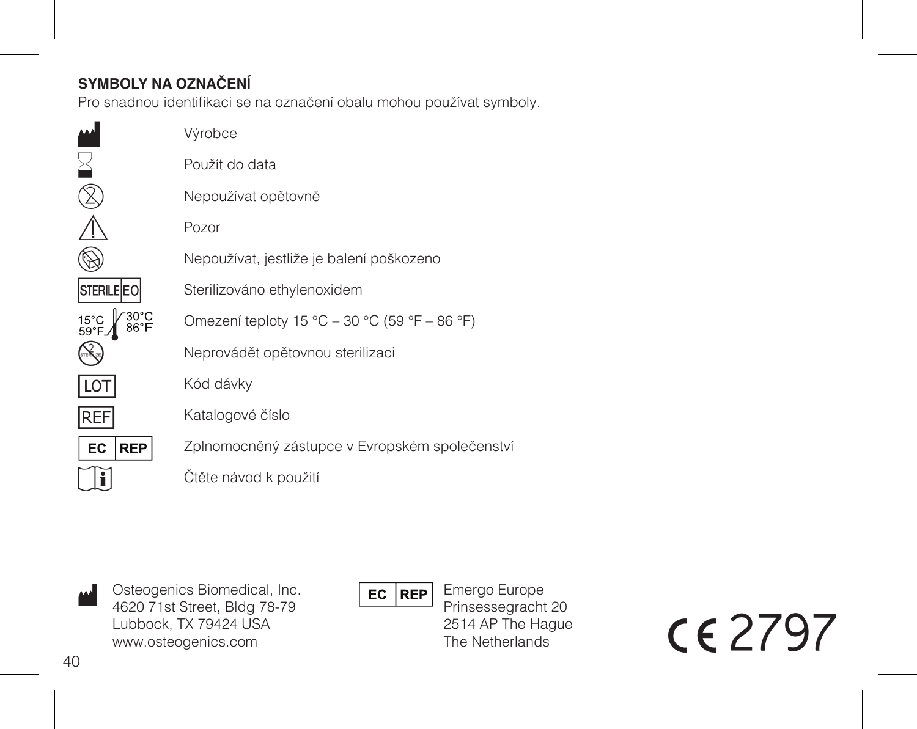**SYMBOLY NA OZNAČENÍ**

Pro snadnou identifikaci se na označení obalu mohou používat symboly.

| | |
|---|---|
| | Výrobce |
| | Použít do data |
| | Nepoužívat opětovně |
| | Pozor |
| | Nepoužívat, jestliže je balení poškozeno |
| STERILE EO | Sterilizováno ethylenoxidem |
| 15°C 59°F 30°C 86°F | Omezení teploty 15 °C – 30 °C (59 °F – 86 °F) |
| STERILIZE | Neprovádět opětovnou sterilizaci |
| LOT | Kód dávky |
| REF | Katalogové číslo |
| EC REP | Zplnomocněný zástupce v Evropském společenství |
| | Čtěte návod k použití |

Osteogenics Biomedical, Inc.
4620 71st Street, Bldg 78-79
Lubbock, TX 79424 USA
www.osteogenics.com

EC REP
Emergo Europe
Prinsessegracht 20
2514 AP The Hague
The Netherlands

CE 2797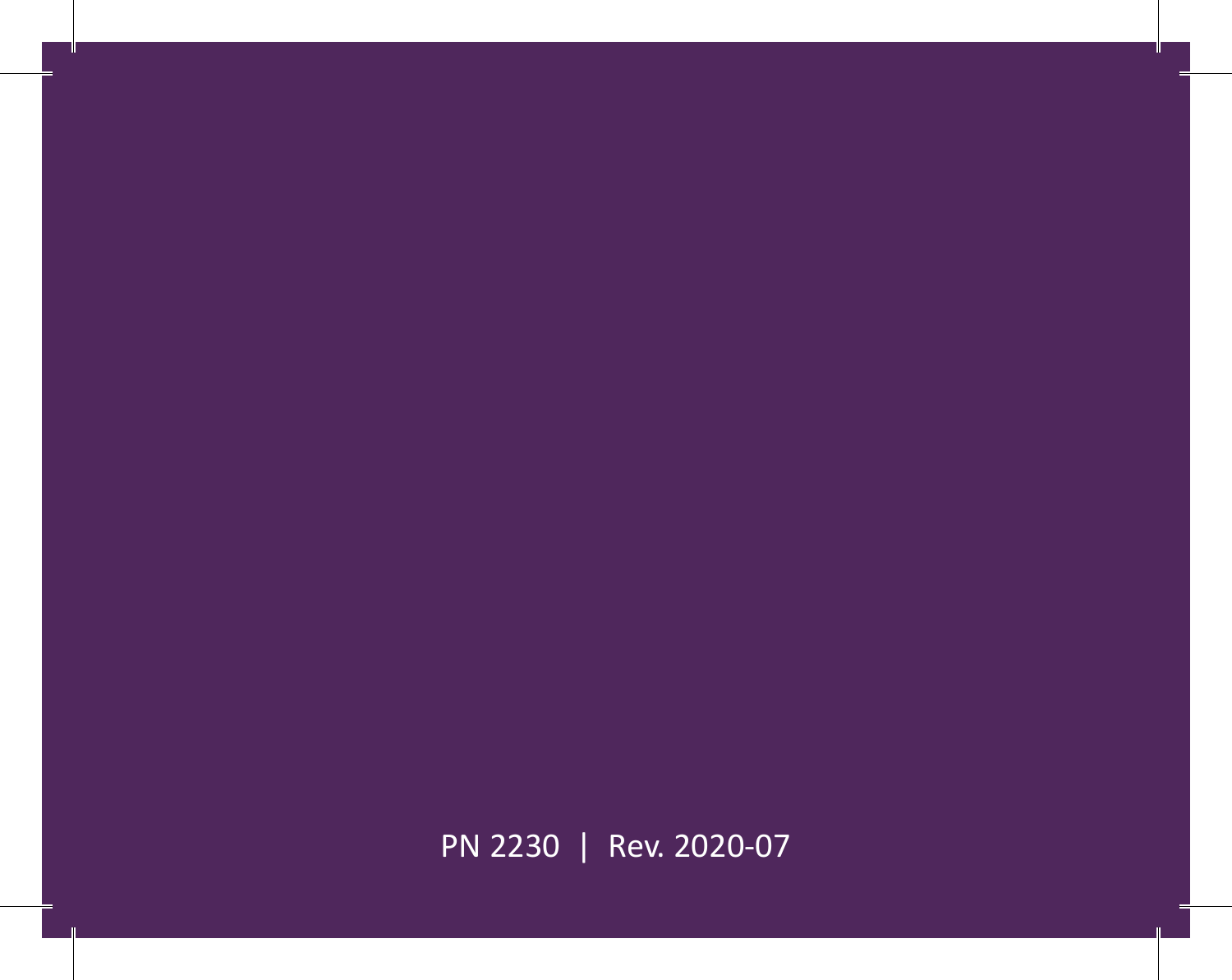PN 2230 | Rev. 2020-07